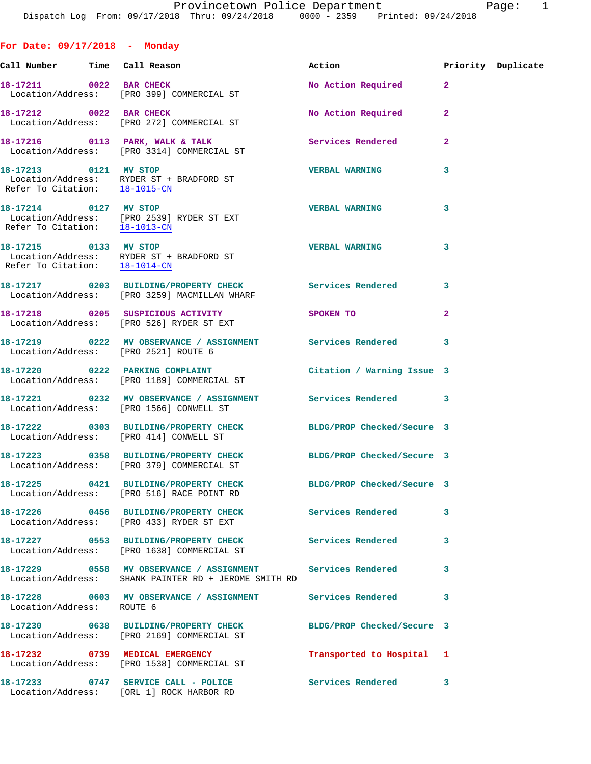Provincetown Police Department
Dispatch Log From: 09/17/2018 Thru: 09/24/2018 0000 - 2359 Printed: 09/24/2018

## For Date: 09/17/2018 - Monday

| Call Number | Time | Call Reason | Action | Priority | Duplicate |
|---|---|---|---|---|---|
| 18-17211 | 0022 | BAR CHECK | No Action Required | 2 | |
| Location/Address: | | [PRO 399] COMMERCIAL ST | | | |
| 18-17212 | 0022 | BAR CHECK | No Action Required | 2 | |
| Location/Address: | | [PRO 272] COMMERCIAL ST | | | |
| 18-17216 | 0113 | PARK, WALK & TALK | Services Rendered | 2 | |
| Location/Address: | | [PRO 3314] COMMERCIAL ST | | | |
| 18-17213 | 0121 | MV STOP | VERBAL WARNING | 3 | |
| Location/Address: | | RYDER ST + BRADFORD ST | | | |
| Refer To Citation: | | 18-1015-CN | | | |
| 18-17214 | 0127 | MV STOP | VERBAL WARNING | 3 | |
| Location/Address: | | [PRO 2539] RYDER ST EXT | | | |
| Refer To Citation: | | 18-1013-CN | | | |
| 18-17215 | 0133 | MV STOP | VERBAL WARNING | 3 | |
| Location/Address: | | RYDER ST + BRADFORD ST | | | |
| Refer To Citation: | | 18-1014-CN | | | |
| 18-17217 | 0203 | BUILDING/PROPERTY CHECK | Services Rendered | 3 | |
| Location/Address: | | [PRO 3259] MACMILLAN WHARF | | | |
| 18-17218 | 0205 | SUSPICIOUS ACTIVITY | SPOKEN TO | 2 | |
| Location/Address: | | [PRO 526] RYDER ST EXT | | | |
| 18-17219 | 0222 | MV OBSERVANCE / ASSIGNMENT | Services Rendered | 3 | |
| Location/Address: | | [PRO 2521] ROUTE 6 | | | |
| 18-17220 | 0222 | PARKING COMPLAINT | Citation / Warning Issue | 3 | |
| Location/Address: | | [PRO 1189] COMMERCIAL ST | | | |
| 18-17221 | 0232 | MV OBSERVANCE / ASSIGNMENT | Services Rendered | 3 | |
| Location/Address: | | [PRO 1566] CONWELL ST | | | |
| 18-17222 | 0303 | BUILDING/PROPERTY CHECK | BLDG/PROP Checked/Secure | 3 | |
| Location/Address: | | [PRO 414] CONWELL ST | | | |
| 18-17223 | 0358 | BUILDING/PROPERTY CHECK | BLDG/PROP Checked/Secure | 3 | |
| Location/Address: | | [PRO 379] COMMERCIAL ST | | | |
| 18-17225 | 0421 | BUILDING/PROPERTY CHECK | BLDG/PROP Checked/Secure | 3 | |
| Location/Address: | | [PRO 516] RACE POINT RD | | | |
| 18-17226 | 0456 | BUILDING/PROPERTY CHECK | Services Rendered | 3 | |
| Location/Address: | | [PRO 433] RYDER ST EXT | | | |
| 18-17227 | 0553 | BUILDING/PROPERTY CHECK | Services Rendered | 3 | |
| Location/Address: | | [PRO 1638] COMMERCIAL ST | | | |
| 18-17229 | 0558 | MV OBSERVANCE / ASSIGNMENT | Services Rendered | 3 | |
| Location/Address: | | SHANK PAINTER RD + JEROME SMITH RD | | | |
| 18-17228 | 0603 | MV OBSERVANCE / ASSIGNMENT | Services Rendered | 3 | |
| Location/Address: | | ROUTE 6 | | | |
| 18-17230 | 0638 | BUILDING/PROPERTY CHECK | BLDG/PROP Checked/Secure | 3 | |
| Location/Address: | | [PRO 2169] COMMERCIAL ST | | | |
| 18-17232 | 0739 | MEDICAL EMERGENCY | Transported to Hospital | 1 | |
| Location/Address: | | [PRO 1538] COMMERCIAL ST | | | |
| 18-17233 | 0747 | SERVICE CALL - POLICE | Services Rendered | 3 | |
| Location/Address: | | [ORL 1] ROCK HARBOR RD | | | |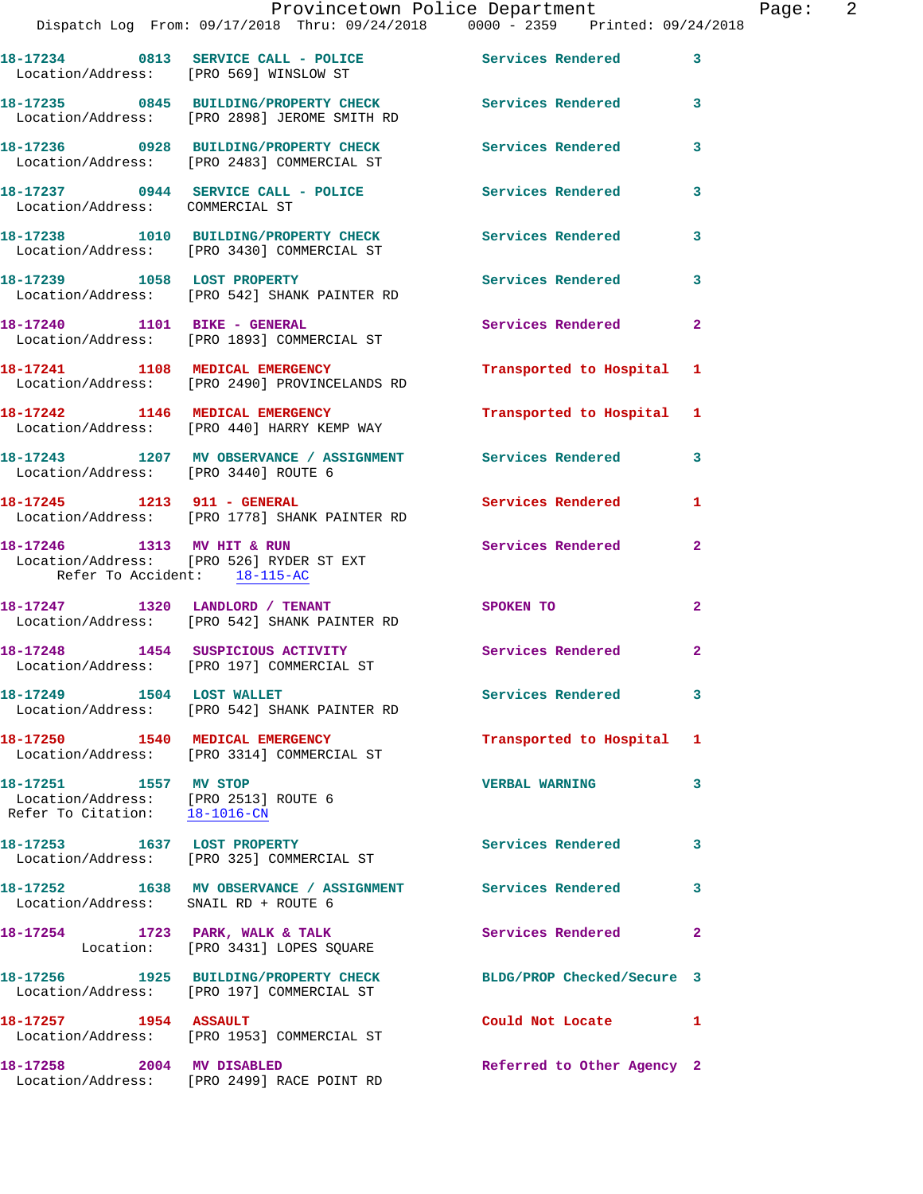18-17234 0813 SERVICE CALL - POLICE Services Rendered 3
Location/Address: [PRO 569] WINSLOW ST

18-17235 0845 BUILDING/PROPERTY CHECK Services Rendered 3
Location/Address: [PRO 2898] JEROME SMITH RD

18-17236 0928 BUILDING/PROPERTY CHECK Services Rendered 3
Location/Address: [PRO 2483] COMMERCIAL ST

18-17237 0944 SERVICE CALL - POLICE Services Rendered 3
Location/Address: COMMERCIAL ST

18-17238 1010 BUILDING/PROPERTY CHECK Services Rendered 3
Location/Address: [PRO 3430] COMMERCIAL ST

18-17239 1058 LOST PROPERTY Services Rendered 3
Location/Address: [PRO 542] SHANK PAINTER RD

18-17240 1101 BIKE - GENERAL Services Rendered 2
Location/Address: [PRO 1893] COMMERCIAL ST

18-17241 1108 MEDICAL EMERGENCY Transported to Hospital 1
Location/Address: [PRO 2490] PROVINCELANDS RD

18-17242 1146 MEDICAL EMERGENCY Transported to Hospital 1
Location/Address: [PRO 440] HARRY KEMP WAY

18-17243 1207 MV OBSERVANCE / ASSIGNMENT Services Rendered 3
Location/Address: [PRO 3440] ROUTE 6

18-17245 1213 911 - GENERAL Services Rendered 1
Location/Address: [PRO 1778] SHANK PAINTER RD

18-17246 1313 MV HIT & RUN Services Rendered 2
Location/Address: [PRO 526] RYDER ST EXT
Refer To Accident: 18-115-AC

18-17247 1320 LANDLORD / TENANT SPOKEN TO 2
Location/Address: [PRO 542] SHANK PAINTER RD

18-17248 1454 SUSPICIOUS ACTIVITY Services Rendered 2
Location/Address: [PRO 197] COMMERCIAL ST

18-17249 1504 LOST WALLET Services Rendered 3
Location/Address: [PRO 542] SHANK PAINTER RD

18-17250 1540 MEDICAL EMERGENCY Transported to Hospital 1
Location/Address: [PRO 3314] COMMERCIAL ST

18-17251 1557 MV STOP VERBAL WARNING 3
Location/Address: [PRO 2513] ROUTE 6
Refer To Citation: 18-1016-CN

18-17253 1637 LOST PROPERTY Services Rendered 3
Location/Address: [PRO 325] COMMERCIAL ST

18-17252 1638 MV OBSERVANCE / ASSIGNMENT Services Rendered 3
Location/Address: SNAIL RD + ROUTE 6

18-17254 1723 PARK, WALK & TALK Services Rendered 2
Location: [PRO 3431] LOPES SQUARE

18-17256 1925 BUILDING/PROPERTY CHECK BLDG/PROP Checked/Secure 3
Location/Address: [PRO 197] COMMERCIAL ST

18-17257 1954 ASSAULT Could Not Locate 1
Location/Address: [PRO 1953] COMMERCIAL ST

18-17258 2004 MV DISABLED Referred to Other Agency 2
Location/Address: [PRO 2499] RACE POINT RD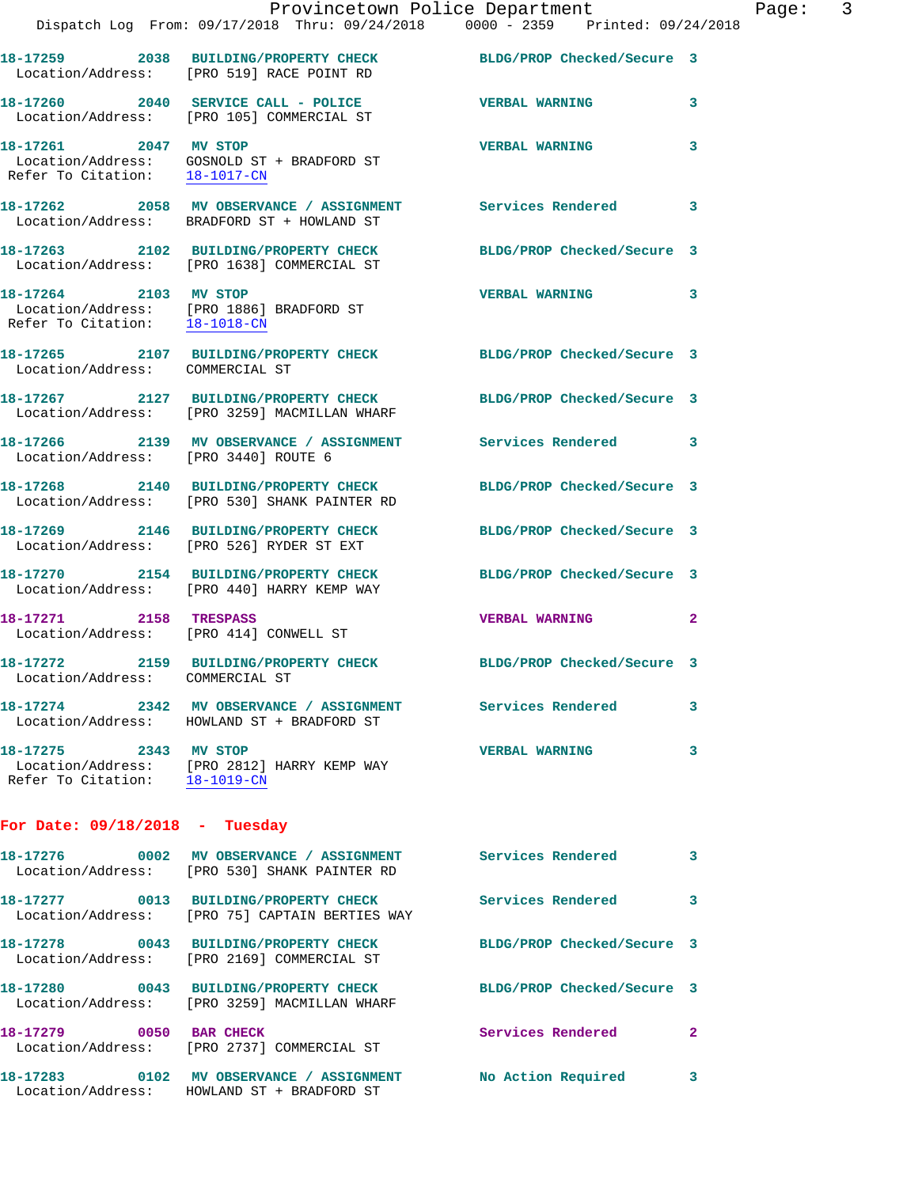18-17259 2038 BUILDING/PROPERTY CHECK BLDG/PROP Checked/Secure 3
Location/Address: [PRO 519] RACE POINT RD

18-17260 2040 SERVICE CALL - POLICE VERBAL WARNING 3
Location/Address: [PRO 105] COMMERCIAL ST

18-17261 2047 MV STOP VERBAL WARNING 3
Location/Address: GOSNOLD ST + BRADFORD ST
Refer To Citation: 18-1017-CN

18-17262 2058 MV OBSERVANCE / ASSIGNMENT Services Rendered 3
Location/Address: BRADFORD ST + HOWLAND ST

18-17263 2102 BUILDING/PROPERTY CHECK BLDG/PROP Checked/Secure 3
Location/Address: [PRO 1638] COMMERCIAL ST

18-17264 2103 MV STOP VERBAL WARNING 3
Location/Address: [PRO 1886] BRADFORD ST
Refer To Citation: 18-1018-CN

18-17265 2107 BUILDING/PROPERTY CHECK BLDG/PROP Checked/Secure 3
Location/Address: COMMERCIAL ST

18-17267 2127 BUILDING/PROPERTY CHECK BLDG/PROP Checked/Secure 3
Location/Address: [PRO 3259] MACMILLAN WHARF

18-17266 2139 MV OBSERVANCE / ASSIGNMENT Services Rendered 3
Location/Address: [PRO 3440] ROUTE 6

18-17268 2140 BUILDING/PROPERTY CHECK BLDG/PROP Checked/Secure 3
Location/Address: [PRO 530] SHANK PAINTER RD

18-17269 2146 BUILDING/PROPERTY CHECK BLDG/PROP Checked/Secure 3
Location/Address: [PRO 526] RYDER ST EXT

18-17270 2154 BUILDING/PROPERTY CHECK BLDG/PROP Checked/Secure 3
Location/Address: [PRO 440] HARRY KEMP WAY

18-17271 2158 TRESPASS VERBAL WARNING 2
Location/Address: [PRO 414] CONWELL ST

18-17272 2159 BUILDING/PROPERTY CHECK BLDG/PROP Checked/Secure 3
Location/Address: COMMERCIAL ST

18-17274 2342 MV OBSERVANCE / ASSIGNMENT Services Rendered 3
Location/Address: HOWLAND ST + BRADFORD ST

18-17275 2343 MV STOP VERBAL WARNING 3
Location/Address: [PRO 2812] HARRY KEMP WAY
Refer To Citation: 18-1019-CN

**For Date: 09/18/2018 - Tuesday**

18-17276 0002 MV OBSERVANCE / ASSIGNMENT Services Rendered 3
Location/Address: [PRO 530] SHANK PAINTER RD

18-17277 0013 BUILDING/PROPERTY CHECK Services Rendered 3
Location/Address: [PRO 75] CAPTAIN BERTIES WAY

18-17278 0043 BUILDING/PROPERTY CHECK BLDG/PROP Checked/Secure 3
Location/Address: [PRO 2169] COMMERCIAL ST

18-17280 0043 BUILDING/PROPERTY CHECK BLDG/PROP Checked/Secure 3
Location/Address: [PRO 3259] MACMILLAN WHARF

18-17279 0050 BAR CHECK Services Rendered 2
Location/Address: [PRO 2737] COMMERCIAL ST

18-17283 0102 MV OBSERVANCE / ASSIGNMENT No Action Required 3
Location/Address: HOWLAND ST + BRADFORD ST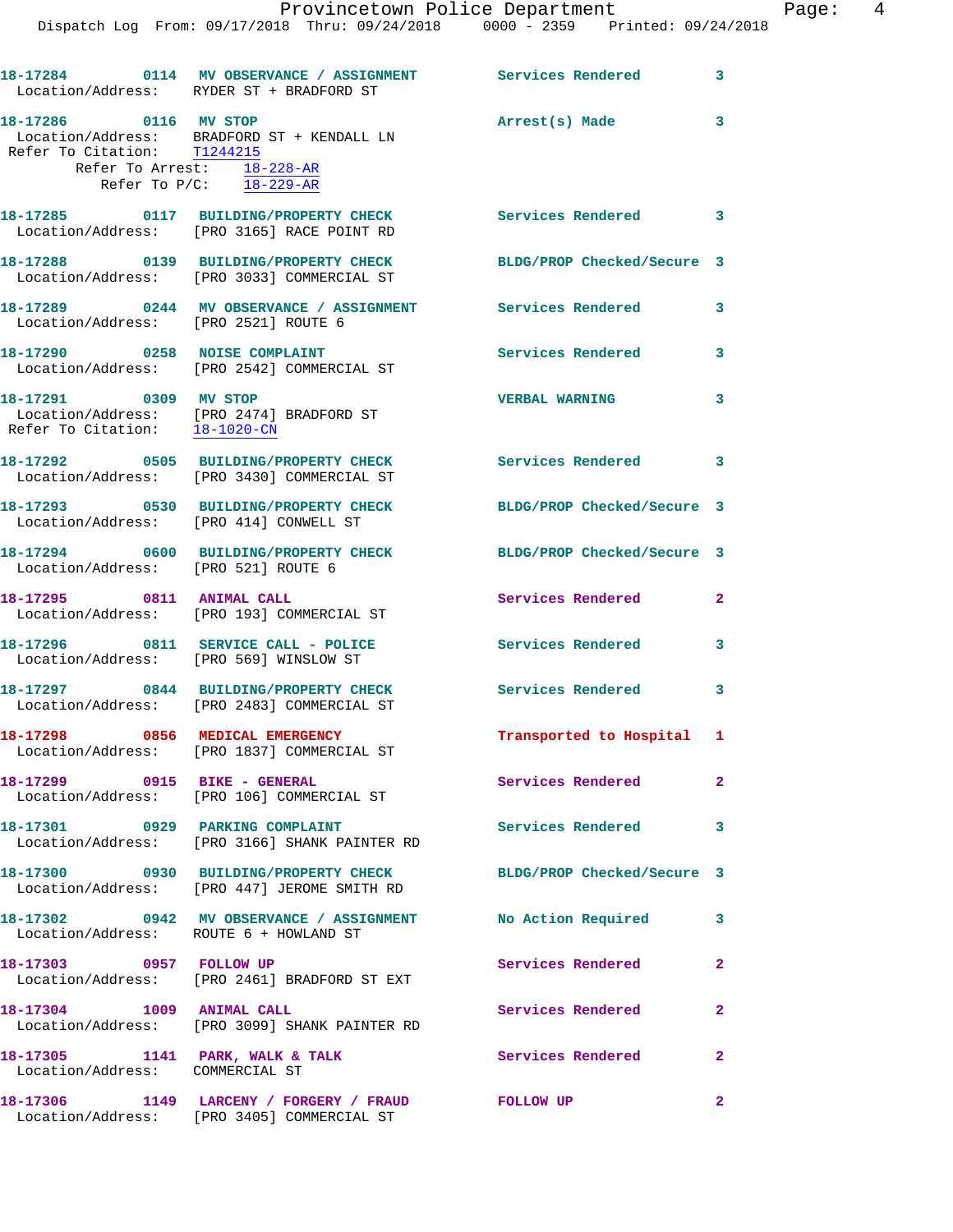18-17284 0114 MV OBSERVANCE / ASSIGNMENT Services Rendered 3
Location/Address: RYDER ST + BRADFORD ST

18-17286 0116 MV STOP Arrest(s) Made 3
Location/Address: BRADFORD ST + KENDALL LN
Refer To Citation: T1244215
Refer To Arrest: 18-228-AR
Refer To P/C: 18-229-AR

18-17285 0117 BUILDING/PROPERTY CHECK Services Rendered 3
Location/Address: [PRO 3165] RACE POINT RD

18-17288 0139 BUILDING/PROPERTY CHECK BLDG/PROP Checked/Secure 3
Location/Address: [PRO 3033] COMMERCIAL ST

18-17289 0244 MV OBSERVANCE / ASSIGNMENT Services Rendered 3
Location/Address: [PRO 2521] ROUTE 6

18-17290 0258 NOISE COMPLAINT Services Rendered 3
Location/Address: [PRO 2542] COMMERCIAL ST

18-17291 0309 MV STOP VERBAL WARNING 3
Location/Address: [PRO 2474] BRADFORD ST
Refer To Citation: 18-1020-CN

18-17292 0505 BUILDING/PROPERTY CHECK Services Rendered 3
Location/Address: [PRO 3430] COMMERCIAL ST

18-17293 0530 BUILDING/PROPERTY CHECK BLDG/PROP Checked/Secure 3
Location/Address: [PRO 414] CONWELL ST

18-17294 0600 BUILDING/PROPERTY CHECK BLDG/PROP Checked/Secure 3
Location/Address: [PRO 521] ROUTE 6

18-17295 0811 ANIMAL CALL Services Rendered 2
Location/Address: [PRO 193] COMMERCIAL ST

18-17296 0811 SERVICE CALL - POLICE Services Rendered 3
Location/Address: [PRO 569] WINSLOW ST

18-17297 0844 BUILDING/PROPERTY CHECK Services Rendered 3
Location/Address: [PRO 2483] COMMERCIAL ST

18-17298 0856 MEDICAL EMERGENCY Transported to Hospital 1
Location/Address: [PRO 1837] COMMERCIAL ST

18-17299 0915 BIKE - GENERAL Services Rendered 2
Location/Address: [PRO 106] COMMERCIAL ST

18-17301 0929 PARKING COMPLAINT Services Rendered 3
Location/Address: [PRO 3166] SHANK PAINTER RD

18-17300 0930 BUILDING/PROPERTY CHECK BLDG/PROP Checked/Secure 3
Location/Address: [PRO 447] JEROME SMITH RD

18-17302 0942 MV OBSERVANCE / ASSIGNMENT No Action Required 3
Location/Address: ROUTE 6 + HOWLAND ST

18-17303 0957 FOLLOW UP Services Rendered 2
Location/Address: [PRO 2461] BRADFORD ST EXT

18-17304 1009 ANIMAL CALL Services Rendered 2
Location/Address: [PRO 3099] SHANK PAINTER RD

18-17305 1141 PARK, WALK & TALK Services Rendered 2
Location/Address: COMMERCIAL ST

18-17306 1149 LARCENY / FORGERY / FRAUD FOLLOW UP 2
Location/Address: [PRO 3405] COMMERCIAL ST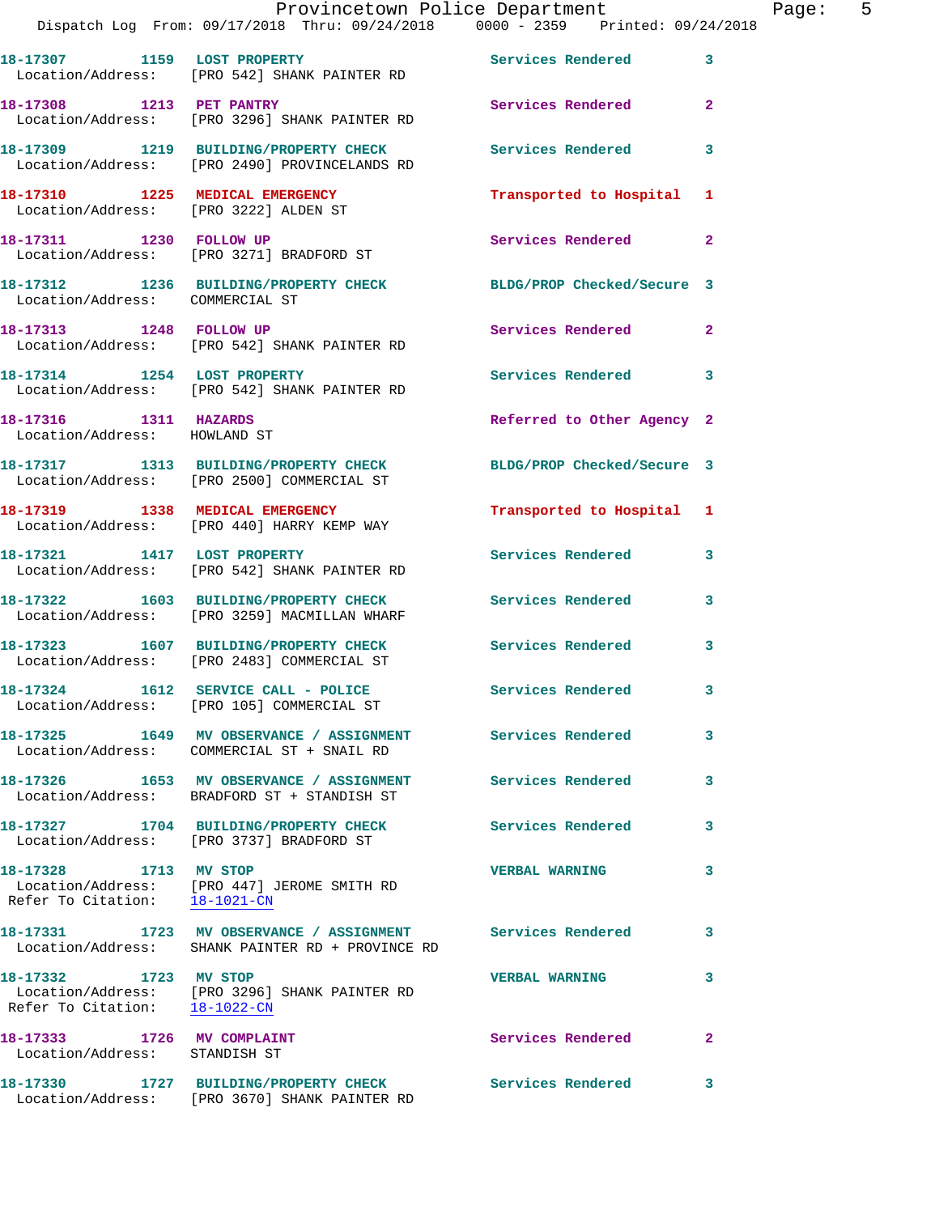18-17307 1159 LOST PROPERTY Services Rendered 3
Location/Address: [PRO 542] SHANK PAINTER RD

18-17308 1213 PET PANTRY Services Rendered 2
Location/Address: [PRO 3296] SHANK PAINTER RD

18-17309 1219 BUILDING/PROPERTY CHECK Services Rendered 3
Location/Address: [PRO 2490] PROVINCELANDS RD

18-17310 1225 MEDICAL EMERGENCY Transported to Hospital 1
Location/Address: [PRO 3222] ALDEN ST

18-17311 1230 FOLLOW UP Services Rendered 2
Location/Address: [PRO 3271] BRADFORD ST

18-17312 1236 BUILDING/PROPERTY CHECK BLDG/PROP Checked/Secure 3
Location/Address: COMMERCIAL ST

18-17313 1248 FOLLOW UP Services Rendered 2
Location/Address: [PRO 542] SHANK PAINTER RD

18-17314 1254 LOST PROPERTY Services Rendered 3
Location/Address: [PRO 542] SHANK PAINTER RD

18-17316 1311 HAZARDS Referred to Other Agency 2
Location/Address: HOWLAND ST

18-17317 1313 BUILDING/PROPERTY CHECK BLDG/PROP Checked/Secure 3
Location/Address: [PRO 2500] COMMERCIAL ST

18-17319 1338 MEDICAL EMERGENCY Transported to Hospital 1
Location/Address: [PRO 440] HARRY KEMP WAY

18-17321 1417 LOST PROPERTY Services Rendered 3
Location/Address: [PRO 542] SHANK PAINTER RD

18-17322 1603 BUILDING/PROPERTY CHECK Services Rendered 3
Location/Address: [PRO 3259] MACMILLAN WHARF

18-17323 1607 BUILDING/PROPERTY CHECK Services Rendered 3
Location/Address: [PRO 2483] COMMERCIAL ST

18-17324 1612 SERVICE CALL - POLICE Services Rendered 3
Location/Address: [PRO 105] COMMERCIAL ST

18-17325 1649 MV OBSERVANCE / ASSIGNMENT Services Rendered 3
Location/Address: COMMERCIAL ST + SNAIL RD

18-17326 1653 MV OBSERVANCE / ASSIGNMENT Services Rendered 3
Location/Address: BRADFORD ST + STANDISH ST

18-17327 1704 BUILDING/PROPERTY CHECK Services Rendered 3
Location/Address: [PRO 3737] BRADFORD ST

18-17328 1713 MV STOP VERBAL WARNING 3
Location/Address: [PRO 447] JEROME SMITH RD
Refer To Citation: 18-1021-CN

18-17331 1723 MV OBSERVANCE / ASSIGNMENT Services Rendered 3
Location/Address: SHANK PAINTER RD + PROVINCE RD

18-17332 1723 MV STOP VERBAL WARNING 3
Location/Address: [PRO 3296] SHANK PAINTER RD
Refer To Citation: 18-1022-CN

18-17333 1726 MV COMPLAINT Services Rendered 2
Location/Address: STANDISH ST

18-17330 1727 BUILDING/PROPERTY CHECK Services Rendered 3
Location/Address: [PRO 3670] SHANK PAINTER RD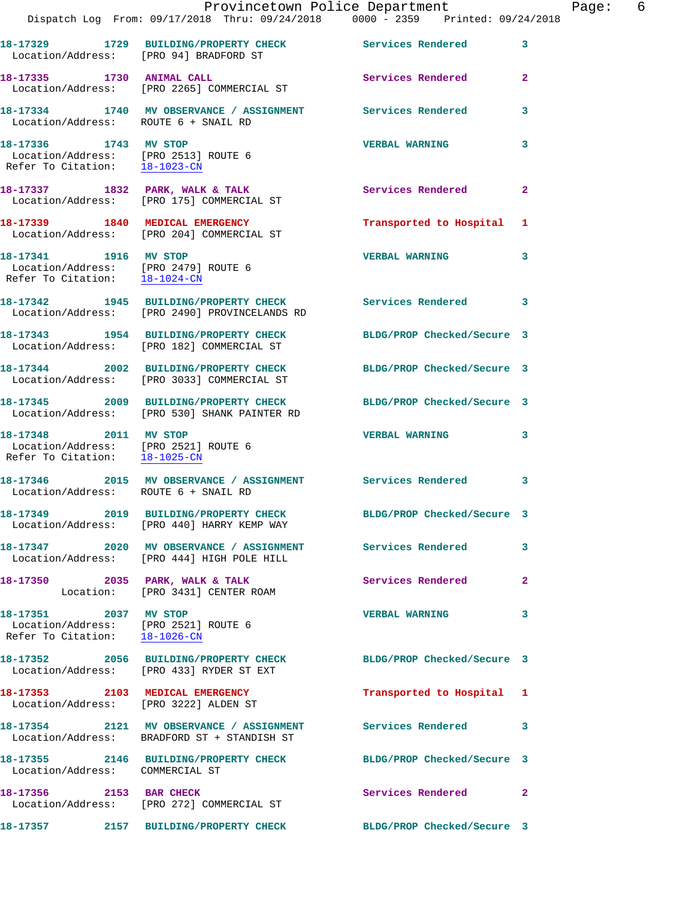18-17329 1729 BUILDING/PROPERTY CHECK Services Rendered 3
Location/Address: [PRO 94] BRADFORD ST

18-17335 1730 ANIMAL CALL Services Rendered 2
Location/Address: [PRO 2265] COMMERCIAL ST

18-17334 1740 MV OBSERVANCE / ASSIGNMENT Services Rendered 3
Location/Address: ROUTE 6 + SNAIL RD

18-17336 1743 MV STOP VERBAL WARNING 3
Location/Address: [PRO 2513] ROUTE 6
Refer To Citation: 18-1023-CN

18-17337 1832 PARK, WALK & TALK Services Rendered 2
Location/Address: [PRO 175] COMMERCIAL ST

18-17339 1840 MEDICAL EMERGENCY Transported to Hospital 1
Location/Address: [PRO 204] COMMERCIAL ST

18-17341 1916 MV STOP VERBAL WARNING 3
Location/Address: [PRO 2479] ROUTE 6
Refer To Citation: 18-1024-CN

18-17342 1945 BUILDING/PROPERTY CHECK Services Rendered 3
Location/Address: [PRO 2490] PROVINCELANDS RD

18-17343 1954 BUILDING/PROPERTY CHECK BLDG/PROP Checked/Secure 3
Location/Address: [PRO 182] COMMERCIAL ST

18-17344 2002 BUILDING/PROPERTY CHECK BLDG/PROP Checked/Secure 3
Location/Address: [PRO 3033] COMMERCIAL ST

18-17345 2009 BUILDING/PROPERTY CHECK BLDG/PROP Checked/Secure 3
Location/Address: [PRO 530] SHANK PAINTER RD

18-17348 2011 MV STOP VERBAL WARNING 3
Location/Address: [PRO 2521] ROUTE 6
Refer To Citation: 18-1025-CN

18-17346 2015 MV OBSERVANCE / ASSIGNMENT Services Rendered 3
Location/Address: ROUTE 6 + SNAIL RD

18-17349 2019 BUILDING/PROPERTY CHECK BLDG/PROP Checked/Secure 3
Location/Address: [PRO 440] HARRY KEMP WAY

18-17347 2020 MV OBSERVANCE / ASSIGNMENT Services Rendered 3
Location/Address: [PRO 444] HIGH POLE HILL

18-17350 2035 PARK, WALK & TALK Services Rendered 2
Location: [PRO 3431] CENTER ROAM

18-17351 2037 MV STOP VERBAL WARNING 3
Location/Address: [PRO 2521] ROUTE 6
Refer To Citation: 18-1026-CN

18-17352 2056 BUILDING/PROPERTY CHECK BLDG/PROP Checked/Secure 3
Location/Address: [PRO 433] RYDER ST EXT

18-17353 2103 MEDICAL EMERGENCY Transported to Hospital 1
Location/Address: [PRO 3222] ALDEN ST

18-17354 2121 MV OBSERVANCE / ASSIGNMENT Services Rendered 3
Location/Address: BRADFORD ST + STANDISH ST

18-17355 2146 BUILDING/PROPERTY CHECK BLDG/PROP Checked/Secure 3
Location/Address: COMMERCIAL ST

18-17356 2153 BAR CHECK Services Rendered 2
Location/Address: [PRO 272] COMMERCIAL ST

18-17357 2157 BUILDING/PROPERTY CHECK BLDG/PROP Checked/Secure 3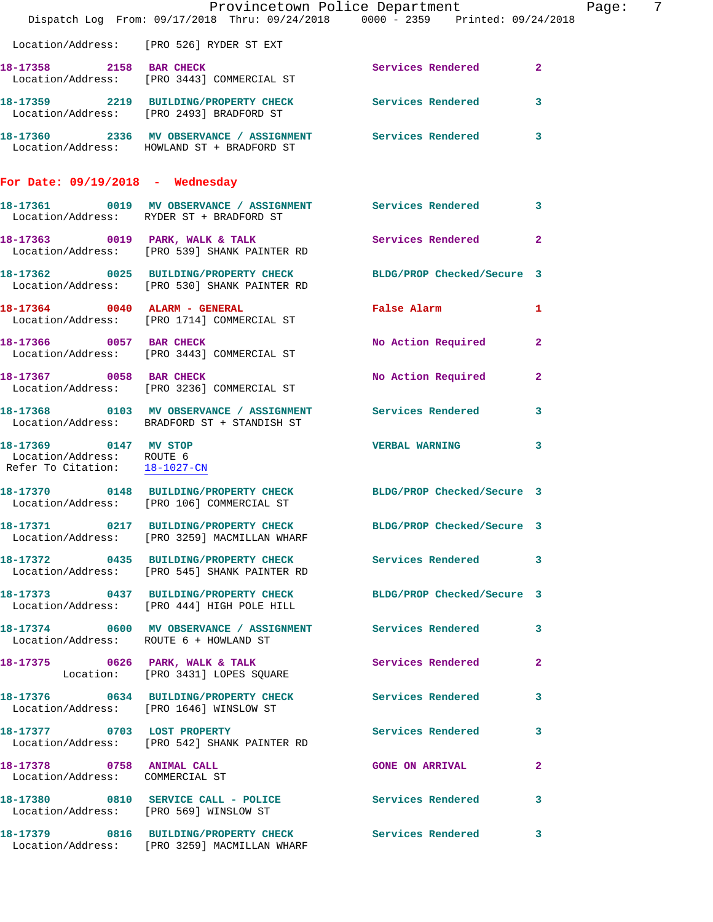Location/Address: [PRO 526] RYDER ST EXT

**18-17358** 2158 **BAR CHECK** Services Rendered 2
Location/Address: [PRO 3443] COMMERCIAL ST

**18-17359** 2219 **BUILDING/PROPERTY CHECK** Services Rendered 3
Location/Address: [PRO 2493] BRADFORD ST

**18-17360** 2336 **MV OBSERVANCE / ASSIGNMENT** Services Rendered 3
Location/Address: HOWLAND ST + BRADFORD ST

## For Date: 09/19/2018 - Wednesday

**18-17361** 0019 **MV OBSERVANCE / ASSIGNMENT** Services Rendered 3
Location/Address: RYDER ST + BRADFORD ST

**18-17363** 0019 **PARK, WALK & TALK** Services Rendered 2
Location/Address: [PRO 539] SHANK PAINTER RD

**18-17362** 0025 **BUILDING/PROPERTY CHECK** BLDG/PROP Checked/Secure 3
Location/Address: [PRO 530] SHANK PAINTER RD

**18-17364** 0040 **ALARM - GENERAL** False Alarm 1
Location/Address: [PRO 1714] COMMERCIAL ST

**18-17366** 0057 **BAR CHECK** No Action Required 2
Location/Address: [PRO 3443] COMMERCIAL ST

**18-17367** 0058 **BAR CHECK** No Action Required 2
Location/Address: [PRO 3236] COMMERCIAL ST

**18-17368** 0103 **MV OBSERVANCE / ASSIGNMENT** Services Rendered 3
Location/Address: BRADFORD ST + STANDISH ST

**18-17369** 0147 **MV STOP** VERBAL WARNING 3
Location/Address: ROUTE 6
Refer To Citation: 18-1027-CN

**18-17370** 0148 **BUILDING/PROPERTY CHECK** BLDG/PROP Checked/Secure 3
Location/Address: [PRO 106] COMMERCIAL ST

**18-17371** 0217 **BUILDING/PROPERTY CHECK** BLDG/PROP Checked/Secure 3
Location/Address: [PRO 3259] MACMILLAN WHARF

**18-17372** 0435 **BUILDING/PROPERTY CHECK** Services Rendered 3
Location/Address: [PRO 545] SHANK PAINTER RD

**18-17373** 0437 **BUILDING/PROPERTY CHECK** BLDG/PROP Checked/Secure 3
Location/Address: [PRO 444] HIGH POLE HILL

**18-17374** 0600 **MV OBSERVANCE / ASSIGNMENT** Services Rendered 3
Location/Address: ROUTE 6 + HOWLAND ST

**18-17375** 0626 **PARK, WALK & TALK** Services Rendered 2
Location: [PRO 3431] LOPES SQUARE

**18-17376** 0634 **BUILDING/PROPERTY CHECK** Services Rendered 3
Location/Address: [PRO 1646] WINSLOW ST

**18-17377** 0703 **LOST PROPERTY** Services Rendered 3
Location/Address: [PRO 542] SHANK PAINTER RD

**18-17378** 0758 **ANIMAL CALL** GONE ON ARRIVAL 2
Location/Address: COMMERCIAL ST

**18-17380** 0810 **SERVICE CALL - POLICE** Services Rendered 3
Location/Address: [PRO 569] WINSLOW ST

**18-17379** 0816 **BUILDING/PROPERTY CHECK** Services Rendered 3
Location/Address: [PRO 3259] MACMILLAN WHARF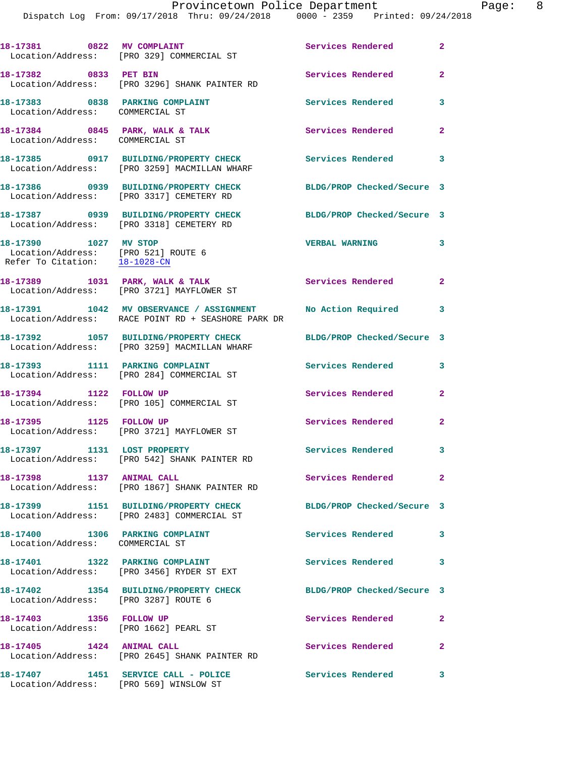18-17381 0822 MV COMPLAINT Services Rendered 2
Location/Address: [PRO 329] COMMERCIAL ST

18-17382 0833 PET BIN Services Rendered 2
Location/Address: [PRO 3296] SHANK PAINTER RD

18-17383 0838 PARKING COMPLAINT Services Rendered 3
Location/Address: COMMERCIAL ST

18-17384 0845 PARK, WALK & TALK Services Rendered 2
Location/Address: COMMERCIAL ST

18-17385 0917 BUILDING/PROPERTY CHECK Services Rendered 3
Location/Address: [PRO 3259] MACMILLAN WHARF

18-17386 0939 BUILDING/PROPERTY CHECK BLDG/PROP Checked/Secure 3
Location/Address: [PRO 3317] CEMETERY RD

18-17387 0939 BUILDING/PROPERTY CHECK BLDG/PROP Checked/Secure 3
Location/Address: [PRO 3318] CEMETERY RD

18-17390 1027 MV STOP VERBAL WARNING 3
Location/Address: [PRO 521] ROUTE 6
Refer To Citation: 18-1028-CN

18-17389 1031 PARK, WALK & TALK Services Rendered 2
Location/Address: [PRO 3721] MAYFLOWER ST

18-17391 1042 MV OBSERVANCE / ASSIGNMENT No Action Required 3
Location/Address: RACE POINT RD + SEASHORE PARK DR

18-17392 1057 BUILDING/PROPERTY CHECK BLDG/PROP Checked/Secure 3
Location/Address: [PRO 3259] MACMILLAN WHARF

18-17393 1111 PARKING COMPLAINT Services Rendered 3
Location/Address: [PRO 284] COMMERCIAL ST

18-17394 1122 FOLLOW UP Services Rendered 2
Location/Address: [PRO 105] COMMERCIAL ST

18-17395 1125 FOLLOW UP Services Rendered 2
Location/Address: [PRO 3721] MAYFLOWER ST

18-17397 1131 LOST PROPERTY Services Rendered 3
Location/Address: [PRO 542] SHANK PAINTER RD

18-17398 1137 ANIMAL CALL Services Rendered 2
Location/Address: [PRO 1867] SHANK PAINTER RD

18-17399 1151 BUILDING/PROPERTY CHECK BLDG/PROP Checked/Secure 3
Location/Address: [PRO 2483] COMMERCIAL ST

18-17400 1306 PARKING COMPLAINT Services Rendered 3
Location/Address: COMMERCIAL ST

18-17401 1322 PARKING COMPLAINT Services Rendered 3
Location/Address: [PRO 3456] RYDER ST EXT

18-17402 1354 BUILDING/PROPERTY CHECK BLDG/PROP Checked/Secure 3
Location/Address: [PRO 3287] ROUTE 6

18-17403 1356 FOLLOW UP Services Rendered 2
Location/Address: [PRO 1662] PEARL ST

18-17405 1424 ANIMAL CALL Services Rendered 2
Location/Address: [PRO 2645] SHANK PAINTER RD

18-17407 1451 SERVICE CALL - POLICE Services Rendered 3
Location/Address: [PRO 569] WINSLOW ST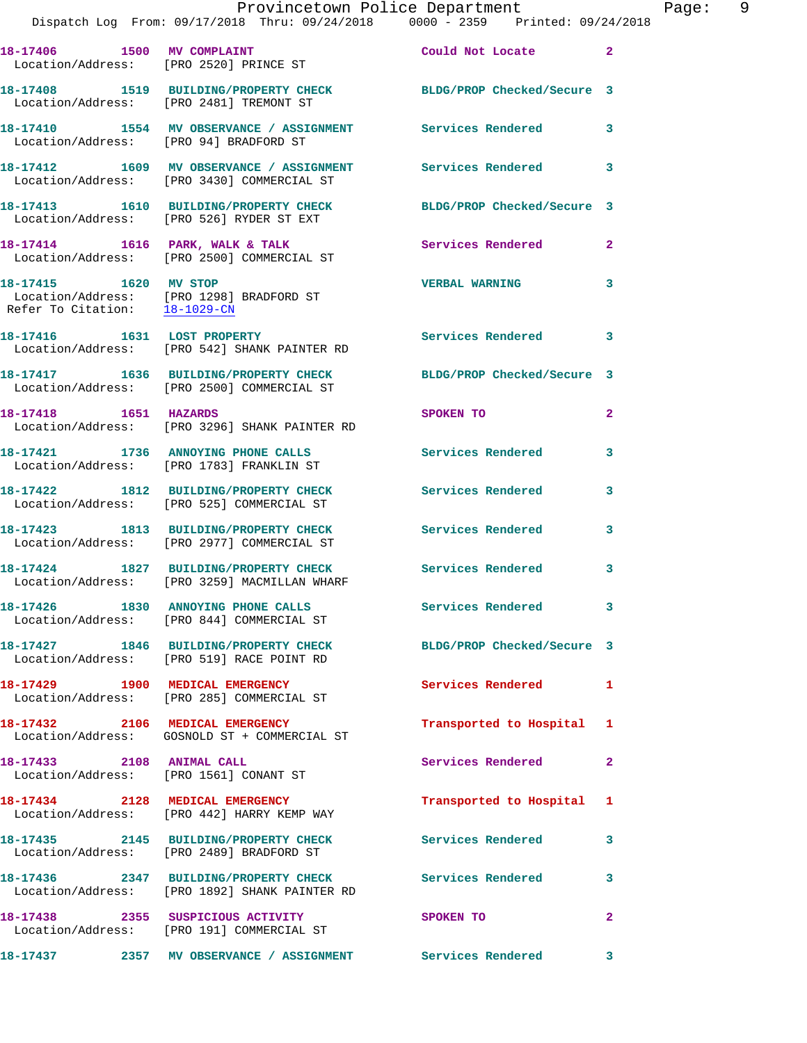| Call Number | Time | Call Reason | Action | Priority |
|---|---|---|---|---|
| 18-17406 | 1500 | MV COMPLAINT | Could Not Locate | 2 |
| Location/Address: [PRO 2520] PRINCE ST | | | | |
| 18-17408 | 1519 | BUILDING/PROPERTY CHECK | BLDG/PROP Checked/Secure | 3 |
| Location/Address: [PRO 2481] TREMONT ST | | | | |
| 18-17410 | 1554 | MV OBSERVANCE / ASSIGNMENT | Services Rendered | 3 |
| Location/Address: [PRO 94] BRADFORD ST | | | | |
| 18-17412 | 1609 | MV OBSERVANCE / ASSIGNMENT | Services Rendered | 3 |
| Location/Address: [PRO 3430] COMMERCIAL ST | | | | |
| 18-17413 | 1610 | BUILDING/PROPERTY CHECK | BLDG/PROP Checked/Secure | 3 |
| Location/Address: [PRO 526] RYDER ST EXT | | | | |
| 18-17414 | 1616 | PARK, WALK & TALK | Services Rendered | 2 |
| Location/Address: [PRO 2500] COMMERCIAL ST | | | | |
| 18-17415 | 1620 | MV STOP | VERBAL WARNING | 3 |
| Location/Address: [PRO 1298] BRADFORD ST<br>Refer To Citation: 18-1029-CN | | | | |
| 18-17416 | 1631 | LOST PROPERTY | Services Rendered | 3 |
| Location/Address: [PRO 542] SHANK PAINTER RD | | | | |
| 18-17417 | 1636 | BUILDING/PROPERTY CHECK | BLDG/PROP Checked/Secure | 3 |
| Location/Address: [PRO 2500] COMMERCIAL ST | | | | |
| 18-17418 | 1651 | HAZARDS | SPOKEN TO | 2 |
| Location/Address: [PRO 3296] SHANK PAINTER RD | | | | |
| 18-17421 | 1736 | ANNOYING PHONE CALLS | Services Rendered | 3 |
| Location/Address: [PRO 1783] FRANKLIN ST | | | | |
| 18-17422 | 1812 | BUILDING/PROPERTY CHECK | Services Rendered | 3 |
| Location/Address: [PRO 525] COMMERCIAL ST | | | | |
| 18-17423 | 1813 | BUILDING/PROPERTY CHECK | Services Rendered | 3 |
| Location/Address: [PRO 2977] COMMERCIAL ST | | | | |
| 18-17424 | 1827 | BUILDING/PROPERTY CHECK | Services Rendered | 3 |
| Location/Address: [PRO 3259] MACMILLAN WHARF | | | | |
| 18-17426 | 1830 | ANNOYING PHONE CALLS | Services Rendered | 3 |
| Location/Address: [PRO 844] COMMERCIAL ST | | | | |
| 18-17427 | 1846 | BUILDING/PROPERTY CHECK | BLDG/PROP Checked/Secure | 3 |
| Location/Address: [PRO 519] RACE POINT RD | | | | |
| 18-17429 | 1900 | MEDICAL EMERGENCY | Services Rendered | 1 |
| Location/Address: [PRO 285] COMMERCIAL ST | | | | |
| 18-17432 | 2106 | MEDICAL EMERGENCY | Transported to Hospital | 1 |
| Location/Address: GOSNOLD ST + COMMERCIAL ST | | | | |
| 18-17433 | 2108 | ANIMAL CALL | Services Rendered | 2 |
| Location/Address: [PRO 1561] CONANT ST | | | | |
| 18-17434 | 2128 | MEDICAL EMERGENCY | Transported to Hospital | 1 |
| Location/Address: [PRO 442] HARRY KEMP WAY | | | | |
| 18-17435 | 2145 | BUILDING/PROPERTY CHECK | Services Rendered | 3 |
| Location/Address: [PRO 2489] BRADFORD ST | | | | |
| 18-17436 | 2347 | BUILDING/PROPERTY CHECK | Services Rendered | 3 |
| Location/Address: [PRO 1892] SHANK PAINTER RD | | | | |
| 18-17438 | 2355 | SUSPICIOUS ACTIVITY | SPOKEN TO | 2 |
| Location/Address: [PRO 191] COMMERCIAL ST | | | | |
| 18-17437 | 2357 | MV OBSERVANCE / ASSIGNMENT | Services Rendered | 3 |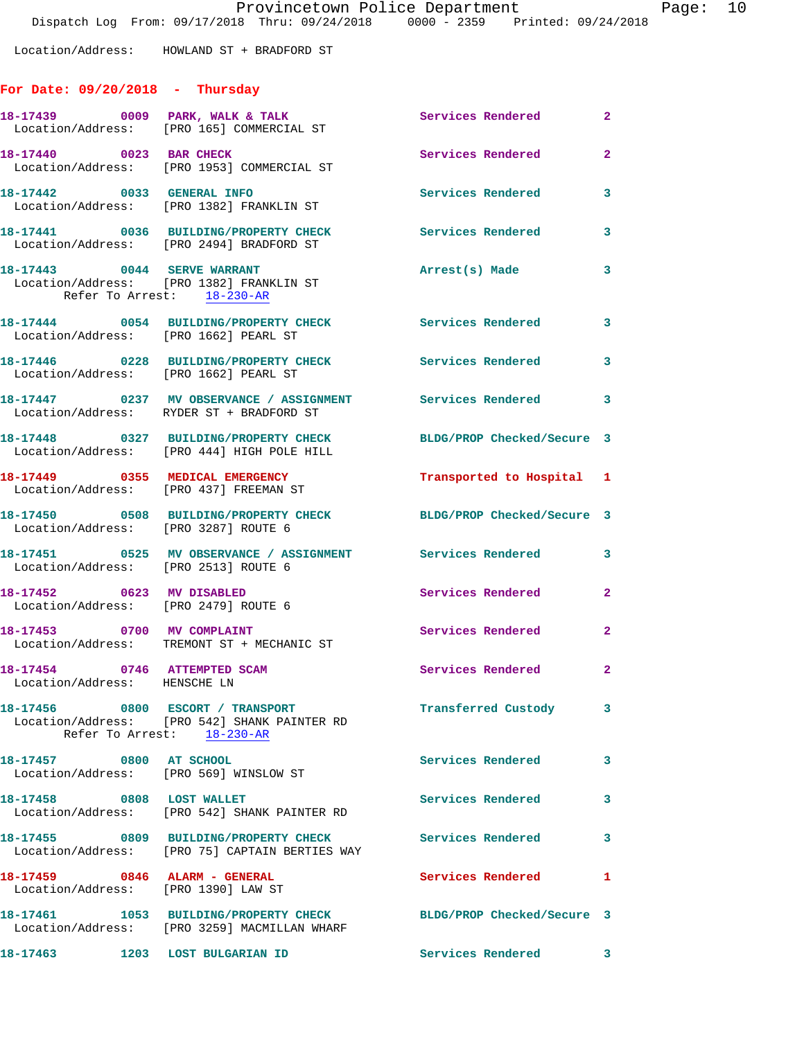Location/Address: HOWLAND ST + BRADFORD ST

## For Date: 09/20/2018 - Thursday

**18-17439** 0009 **PARK, WALK & TALK** Services Rendered 2
Location/Address: [PRO 165] COMMERCIAL ST

**18-17440** 0023 **BAR CHECK** Services Rendered 2
Location/Address: [PRO 1953] COMMERCIAL ST

**18-17442** 0033 **GENERAL INFO** Services Rendered 3
Location/Address: [PRO 1382] FRANKLIN ST

**18-17441** 0036 **BUILDING/PROPERTY CHECK** Services Rendered 3
Location/Address: [PRO 2494] BRADFORD ST

**18-17443** 0044 **SERVE WARRANT** Arrest(s) Made 3
Location/Address: [PRO 1382] FRANKLIN ST
Refer To Arrest: 18-230-AR

**18-17444** 0054 **BUILDING/PROPERTY CHECK** Services Rendered 3
Location/Address: [PRO 1662] PEARL ST

**18-17446** 0228 **BUILDING/PROPERTY CHECK** Services Rendered 3
Location/Address: [PRO 1662] PEARL ST

**18-17447** 0237 **MV OBSERVANCE / ASSIGNMENT** Services Rendered 3
Location/Address: RYDER ST + BRADFORD ST

**18-17448** 0327 **BUILDING/PROPERTY CHECK** BLDG/PROP Checked/Secure 3
Location/Address: [PRO 444] HIGH POLE HILL

**18-17449** 0355 **MEDICAL EMERGENCY** Transported to Hospital 1
Location/Address: [PRO 437] FREEMAN ST

**18-17450** 0508 **BUILDING/PROPERTY CHECK** BLDG/PROP Checked/Secure 3
Location/Address: [PRO 3287] ROUTE 6

**18-17451** 0525 **MV OBSERVANCE / ASSIGNMENT** Services Rendered 3
Location/Address: [PRO 2513] ROUTE 6

**18-17452** 0623 **MV DISABLED** Services Rendered 2
Location/Address: [PRO 2479] ROUTE 6

**18-17453** 0700 **MV COMPLAINT** Services Rendered 2
Location/Address: TREMONT ST + MECHANIC ST

**18-17454** 0746 **ATTEMPTED SCAM** Services Rendered 2
Location/Address: HENSCHE LN

**18-17456** 0800 **ESCORT / TRANSPORT** Transferred Custody 3
Location/Address: [PRO 542] SHANK PAINTER RD
Refer To Arrest: 18-230-AR

**18-17457** 0800 **AT SCHOOL** Services Rendered 3
Location/Address: [PRO 569] WINSLOW ST

**18-17458** 0808 **LOST WALLET** Services Rendered 3
Location/Address: [PRO 542] SHANK PAINTER RD

**18-17455** 0809 **BUILDING/PROPERTY CHECK** Services Rendered 3
Location/Address: [PRO 75] CAPTAIN BERTIES WAY

**18-17459** 0846 **ALARM - GENERAL** Services Rendered 1
Location/Address: [PRO 1390] LAW ST

**18-17461** 1053 **BUILDING/PROPERTY CHECK** BLDG/PROP Checked/Secure 3
Location/Address: [PRO 3259] MACMILLAN WHARF

**18-17463** 1203 **LOST BULGARIAN ID** Services Rendered 3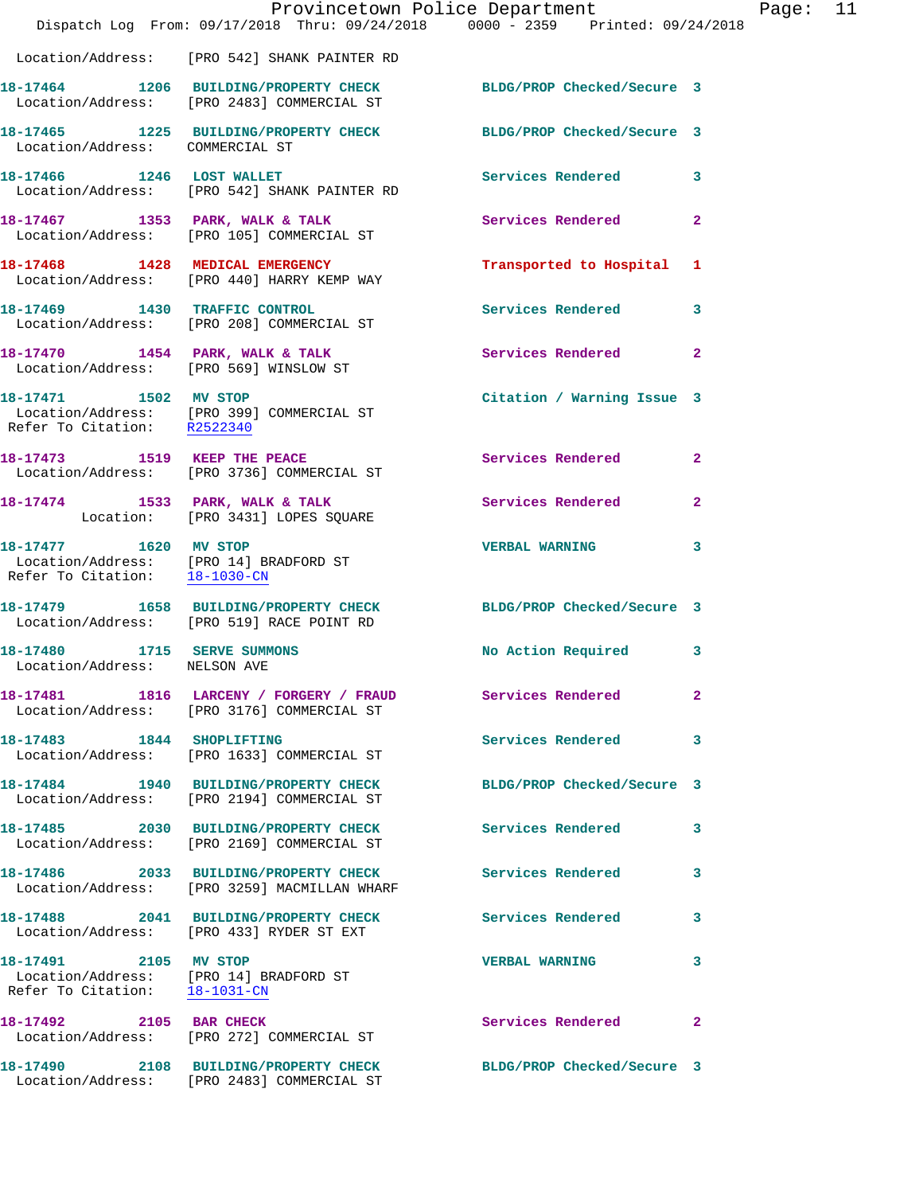Location/Address: [PRO 542] SHANK PAINTER RD

**18-17464 1206 BUILDING/PROPERTY CHECK** BLDG/PROP Checked/Secure 3
Location/Address: [PRO 2483] COMMERCIAL ST

**18-17465 1225 BUILDING/PROPERTY CHECK** BLDG/PROP Checked/Secure 3
Location/Address: COMMERCIAL ST

**18-17466 1246 LOST WALLET** Services Rendered 3
Location/Address: [PRO 542] SHANK PAINTER RD

**18-17467 1353 PARK, WALK & TALK** Services Rendered 2
Location/Address: [PRO 105] COMMERCIAL ST

**18-17468 1428 MEDICAL EMERGENCY** Transported to Hospital 1
Location/Address: [PRO 440] HARRY KEMP WAY

**18-17469 1430 TRAFFIC CONTROL** Services Rendered 3
Location/Address: [PRO 208] COMMERCIAL ST

**18-17470 1454 PARK, WALK & TALK** Services Rendered 2
Location/Address: [PRO 569] WINSLOW ST

**18-17471 1502 MV STOP** Citation / Warning Issue 3
Location/Address: [PRO 399] COMMERCIAL ST
Refer To Citation: R2522340

**18-17473 1519 KEEP THE PEACE** Services Rendered 2
Location/Address: [PRO 3736] COMMERCIAL ST

**18-17474 1533 PARK, WALK & TALK** Services Rendered 2
Location: [PRO 3431] LOPES SQUARE

**18-17477 1620 MV STOP** VERBAL WARNING 3
Location/Address: [PRO 14] BRADFORD ST
Refer To Citation: 18-1030-CN

**18-17479 1658 BUILDING/PROPERTY CHECK** BLDG/PROP Checked/Secure 3
Location/Address: [PRO 519] RACE POINT RD

**18-17480 1715 SERVE SUMMONS** No Action Required 3
Location/Address: NELSON AVE

**18-17481 1816 LARCENY / FORGERY / FRAUD** Services Rendered 2
Location/Address: [PRO 3176] COMMERCIAL ST

**18-17483 1844 SHOPLIFTING** Services Rendered 3
Location/Address: [PRO 1633] COMMERCIAL ST

**18-17484 1940 BUILDING/PROPERTY CHECK** BLDG/PROP Checked/Secure 3
Location/Address: [PRO 2194] COMMERCIAL ST

**18-17485 2030 BUILDING/PROPERTY CHECK** Services Rendered 3
Location/Address: [PRO 2169] COMMERCIAL ST

**18-17486 2033 BUILDING/PROPERTY CHECK** Services Rendered 3
Location/Address: [PRO 3259] MACMILLAN WHARF

**18-17488 2041 BUILDING/PROPERTY CHECK** Services Rendered 3
Location/Address: [PRO 433] RYDER ST EXT

**18-17491 2105 MV STOP** VERBAL WARNING 3
Location/Address: [PRO 14] BRADFORD ST
Refer To Citation: 18-1031-CN

**18-17492 2105 BAR CHECK** Services Rendered 2
Location/Address: [PRO 272] COMMERCIAL ST

**18-17490 2108 BUILDING/PROPERTY CHECK** BLDG/PROP Checked/Secure 3
Location/Address: [PRO 2483] COMMERCIAL ST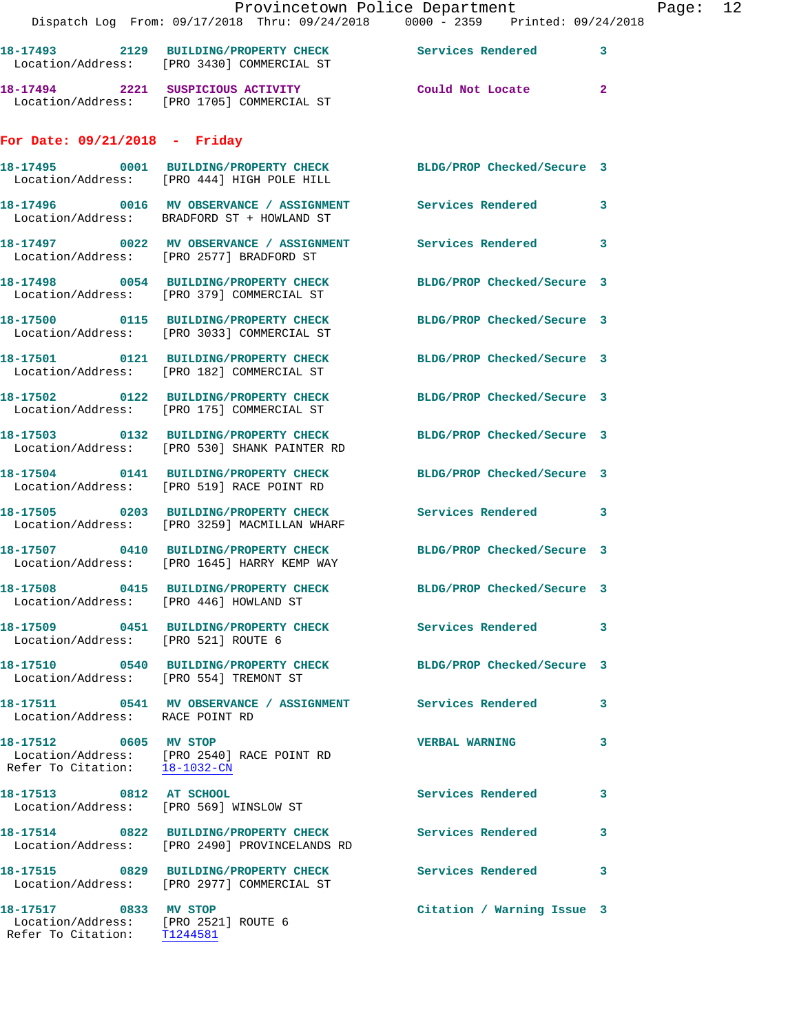18-17493 2129 BUILDING/PROPERTY CHECK Services Rendered 3
Location/Address: [PRO 3430] COMMERCIAL ST

18-17494 2221 SUSPICIOUS ACTIVITY Could Not Locate 2
Location/Address: [PRO 1705] COMMERCIAL ST

## For Date: 09/21/2018 - Friday

18-17495 0001 BUILDING/PROPERTY CHECK BLDG/PROP Checked/Secure 3
Location/Address: [PRO 444] HIGH POLE HILL

18-17496 0016 MV OBSERVANCE / ASSIGNMENT Services Rendered 3
Location/Address: BRADFORD ST + HOWLAND ST

18-17497 0022 MV OBSERVANCE / ASSIGNMENT Services Rendered 3
Location/Address: [PRO 2577] BRADFORD ST

18-17498 0054 BUILDING/PROPERTY CHECK BLDG/PROP Checked/Secure 3
Location/Address: [PRO 379] COMMERCIAL ST

18-17500 0115 BUILDING/PROPERTY CHECK BLDG/PROP Checked/Secure 3
Location/Address: [PRO 3033] COMMERCIAL ST

18-17501 0121 BUILDING/PROPERTY CHECK BLDG/PROP Checked/Secure 3
Location/Address: [PRO 182] COMMERCIAL ST

18-17502 0122 BUILDING/PROPERTY CHECK BLDG/PROP Checked/Secure 3
Location/Address: [PRO 175] COMMERCIAL ST

18-17503 0132 BUILDING/PROPERTY CHECK BLDG/PROP Checked/Secure 3
Location/Address: [PRO 530] SHANK PAINTER RD

18-17504 0141 BUILDING/PROPERTY CHECK BLDG/PROP Checked/Secure 3
Location/Address: [PRO 519] RACE POINT RD

18-17505 0203 BUILDING/PROPERTY CHECK Services Rendered 3
Location/Address: [PRO 3259] MACMILLAN WHARF

18-17507 0410 BUILDING/PROPERTY CHECK BLDG/PROP Checked/Secure 3
Location/Address: [PRO 1645] HARRY KEMP WAY

18-17508 0415 BUILDING/PROPERTY CHECK BLDG/PROP Checked/Secure 3
Location/Address: [PRO 446] HOWLAND ST

18-17509 0451 BUILDING/PROPERTY CHECK Services Rendered 3
Location/Address: [PRO 521] ROUTE 6

18-17510 0540 BUILDING/PROPERTY CHECK BLDG/PROP Checked/Secure 3
Location/Address: [PRO 554] TREMONT ST

18-17511 0541 MV OBSERVANCE / ASSIGNMENT Services Rendered 3
Location/Address: RACE POINT RD

18-17512 0605 MV STOP VERBAL WARNING 3
Location/Address: [PRO 2540] RACE POINT RD
Refer To Citation: 18-1032-CN

18-17513 0812 AT SCHOOL Services Rendered 3
Location/Address: [PRO 569] WINSLOW ST

18-17514 0822 BUILDING/PROPERTY CHECK Services Rendered 3
Location/Address: [PRO 2490] PROVINCELANDS RD

18-17515 0829 BUILDING/PROPERTY CHECK Services Rendered 3
Location/Address: [PRO 2977] COMMERCIAL ST

18-17517 0833 MV STOP Citation / Warning Issue 3
Location/Address: [PRO 2521] ROUTE 6
Refer To Citation: T1244581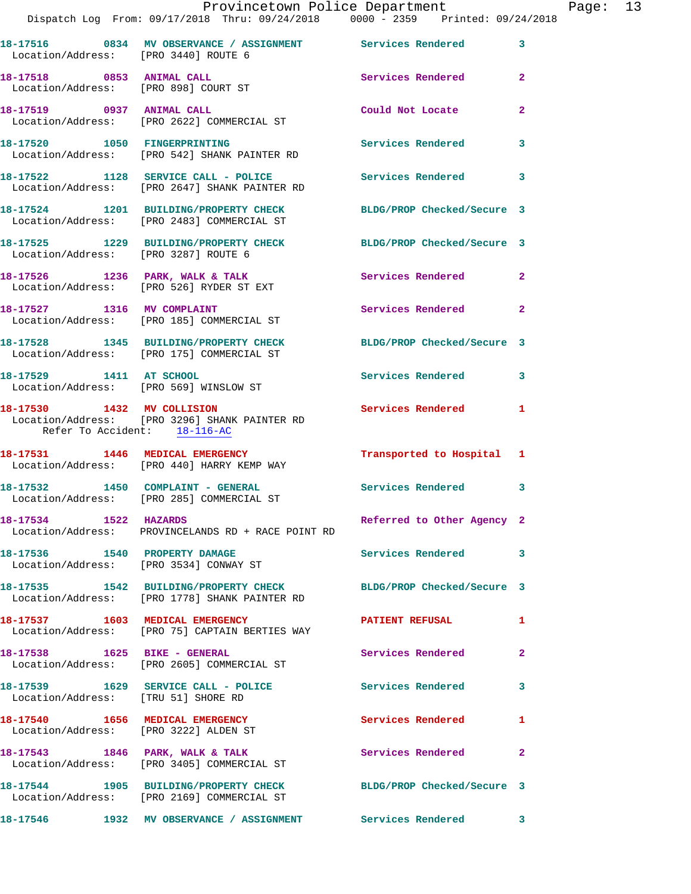18-17516 0834 MV OBSERVANCE / ASSIGNMENT Services Rendered 3
Location/Address: [PRO 3440] ROUTE 6

18-17518 0853 ANIMAL CALL Services Rendered 2
Location/Address: [PRO 898] COURT ST

18-17519 0937 ANIMAL CALL Could Not Locate 2
Location/Address: [PRO 2622] COMMERCIAL ST

18-17520 1050 FINGERPRINTING Services Rendered 3
Location/Address: [PRO 542] SHANK PAINTER RD

18-17522 1128 SERVICE CALL - POLICE Services Rendered 3
Location/Address: [PRO 2647] SHANK PAINTER RD

18-17524 1201 BUILDING/PROPERTY CHECK BLDG/PROP Checked/Secure 3
Location/Address: [PRO 2483] COMMERCIAL ST

18-17525 1229 BUILDING/PROPERTY CHECK BLDG/PROP Checked/Secure 3
Location/Address: [PRO 3287] ROUTE 6

18-17526 1236 PARK, WALK & TALK Services Rendered 2
Location/Address: [PRO 526] RYDER ST EXT

18-17527 1316 MV COMPLAINT Services Rendered 2
Location/Address: [PRO 185] COMMERCIAL ST

18-17528 1345 BUILDING/PROPERTY CHECK BLDG/PROP Checked/Secure 3
Location/Address: [PRO 175] COMMERCIAL ST

18-17529 1411 AT SCHOOL Services Rendered 3
Location/Address: [PRO 569] WINSLOW ST

18-17530 1432 MV COLLISION Services Rendered 1
Location/Address: [PRO 3296] SHANK PAINTER RD
Refer To Accident: 18-116-AC

18-17531 1446 MEDICAL EMERGENCY Transported to Hospital 1
Location/Address: [PRO 440] HARRY KEMP WAY

18-17532 1450 COMPLAINT - GENERAL Services Rendered 3
Location/Address: [PRO 285] COMMERCIAL ST

18-17534 1522 HAZARDS Referred to Other Agency 2
Location/Address: PROVINCELANDS RD + RACE POINT RD

18-17536 1540 PROPERTY DAMAGE Services Rendered 3
Location/Address: [PRO 3534] CONWAY ST

18-17535 1542 BUILDING/PROPERTY CHECK BLDG/PROP Checked/Secure 3
Location/Address: [PRO 1778] SHANK PAINTER RD

18-17537 1603 MEDICAL EMERGENCY PATIENT REFUSAL 1
Location/Address: [PRO 75] CAPTAIN BERTIES WAY

18-17538 1625 BIKE - GENERAL Services Rendered 2
Location/Address: [PRO 2605] COMMERCIAL ST

18-17539 1629 SERVICE CALL - POLICE Services Rendered 3
Location/Address: [TRU 51] SHORE RD

18-17540 1656 MEDICAL EMERGENCY Services Rendered 1
Location/Address: [PRO 3222] ALDEN ST

18-17543 1846 PARK, WALK & TALK Services Rendered 2
Location/Address: [PRO 3405] COMMERCIAL ST

18-17544 1905 BUILDING/PROPERTY CHECK BLDG/PROP Checked/Secure 3
Location/Address: [PRO 2169] COMMERCIAL ST

18-17546 1932 MV OBSERVANCE / ASSIGNMENT Services Rendered 3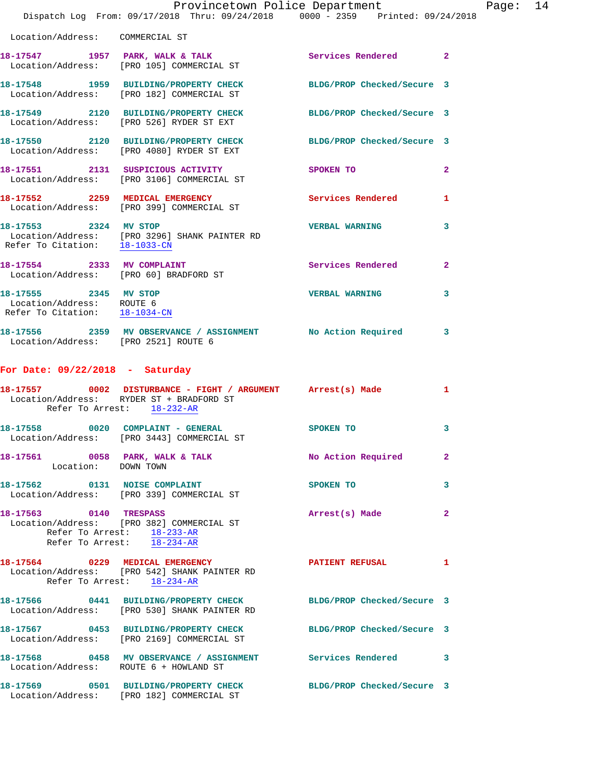Location/Address: COMMERCIAL ST

**18-17547** 1957 **PARK, WALK & TALK** Services Rendered 2
Location/Address: [PRO 105] COMMERCIAL ST

**18-17548** 1959 **BUILDING/PROPERTY CHECK** BLDG/PROP Checked/Secure 3
Location/Address: [PRO 182] COMMERCIAL ST

**18-17549** 2120 **BUILDING/PROPERTY CHECK** BLDG/PROP Checked/Secure 3
Location/Address: [PRO 526] RYDER ST EXT

**18-17550** 2120 **BUILDING/PROPERTY CHECK** BLDG/PROP Checked/Secure 3
Location/Address: [PRO 4080] RYDER ST EXT

**18-17551** 2131 **SUSPICIOUS ACTIVITY** SPOKEN TO 2
Location/Address: [PRO 3106] COMMERCIAL ST

**18-17552** 2259 **MEDICAL EMERGENCY** Services Rendered 1
Location/Address: [PRO 399] COMMERCIAL ST

**18-17553** 2324 **MV STOP** VERBAL WARNING 3
Location/Address: [PRO 3296] SHANK PAINTER RD
Refer To Citation: 18-1033-CN

**18-17554** 2333 **MV COMPLAINT** Services Rendered 2
Location/Address: [PRO 60] BRADFORD ST

**18-17555** 2345 **MV STOP** VERBAL WARNING 3
Location/Address: ROUTE 6
Refer To Citation: 18-1034-CN

**18-17556** 2359 **MV OBSERVANCE / ASSIGNMENT** No Action Required 3
Location/Address: [PRO 2521] ROUTE 6

## For Date: 09/22/2018 - Saturday

**18-17557** 0002 **DISTURBANCE - FIGHT / ARGUMENT** Arrest(s) Made 1
Location/Address: RYDER ST + BRADFORD ST
Refer To Arrest: 18-232-AR

**18-17558** 0020 **COMPLAINT - GENERAL** SPOKEN TO 3
Location/Address: [PRO 3443] COMMERCIAL ST

**18-17561** 0058 **PARK, WALK & TALK** No Action Required 2
Location: DOWN TOWN

**18-17562** 0131 **NOISE COMPLAINT** SPOKEN TO 3
Location/Address: [PRO 339] COMMERCIAL ST

**18-17563** 0140 **TRESPASS** Arrest(s) Made 2
Location/Address: [PRO 382] COMMERCIAL ST
Refer To Arrest: 18-233-AR
Refer To Arrest: 18-234-AR

**18-17564** 0229 **MEDICAL EMERGENCY** PATIENT REFUSAL 1
Location/Address: [PRO 542] SHANK PAINTER RD
Refer To Arrest: 18-234-AR

**18-17566** 0441 **BUILDING/PROPERTY CHECK** BLDG/PROP Checked/Secure 3
Location/Address: [PRO 530] SHANK PAINTER RD

**18-17567** 0453 **BUILDING/PROPERTY CHECK** BLDG/PROP Checked/Secure 3
Location/Address: [PRO 2169] COMMERCIAL ST

**18-17568** 0458 **MV OBSERVANCE / ASSIGNMENT** Services Rendered 3
Location/Address: ROUTE 6 + HOWLAND ST

**18-17569** 0501 **BUILDING/PROPERTY CHECK** BLDG/PROP Checked/Secure 3
Location/Address: [PRO 182] COMMERCIAL ST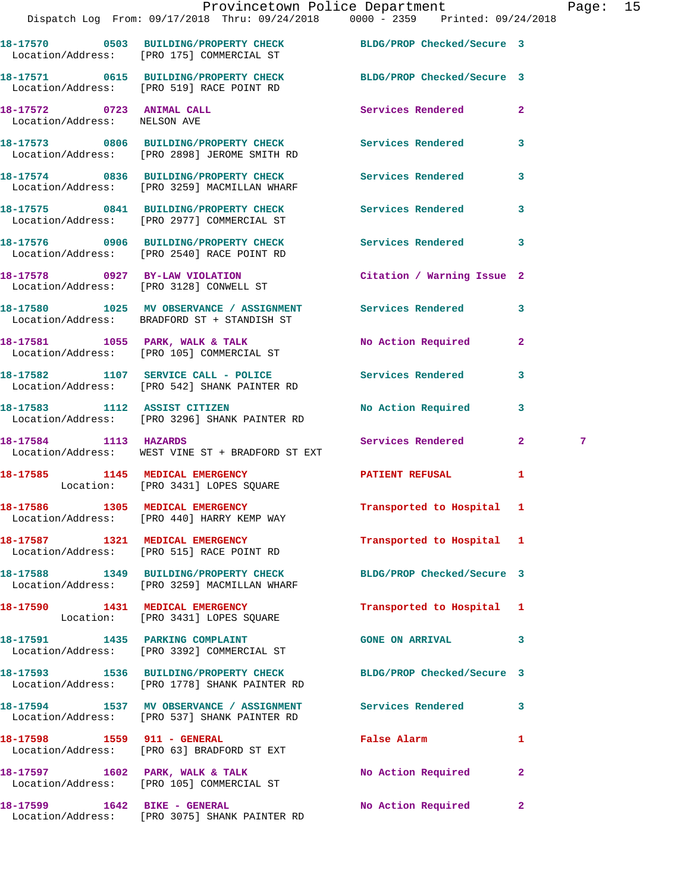18-17570 0503 BUILDING/PROPERTY CHECK BLDG/PROP Checked/Secure 3
Location/Address: [PRO 175] COMMERCIAL ST

18-17571 0615 BUILDING/PROPERTY CHECK BLDG/PROP Checked/Secure 3
Location/Address: [PRO 519] RACE POINT RD

18-17572 0723 ANIMAL CALL Services Rendered 2
Location/Address: NELSON AVE

18-17573 0806 BUILDING/PROPERTY CHECK Services Rendered 3
Location/Address: [PRO 2898] JEROME SMITH RD

18-17574 0836 BUILDING/PROPERTY CHECK Services Rendered 3
Location/Address: [PRO 3259] MACMILLAN WHARF

18-17575 0841 BUILDING/PROPERTY CHECK Services Rendered 3
Location/Address: [PRO 2977] COMMERCIAL ST

18-17576 0906 BUILDING/PROPERTY CHECK Services Rendered 3
Location/Address: [PRO 2540] RACE POINT RD

18-17578 0927 BY-LAW VIOLATION Citation / Warning Issue 2
Location/Address: [PRO 3128] CONWELL ST

18-17580 1025 MV OBSERVANCE / ASSIGNMENT Services Rendered 3
Location/Address: BRADFORD ST + STANDISH ST

18-17581 1055 PARK, WALK & TALK No Action Required 2
Location/Address: [PRO 105] COMMERCIAL ST

18-17582 1107 SERVICE CALL - POLICE Services Rendered 3
Location/Address: [PRO 542] SHANK PAINTER RD

18-17583 1112 ASSIST CITIZEN No Action Required 3
Location/Address: [PRO 3296] SHANK PAINTER RD

18-17584 1113 HAZARDS Services Rendered 2 7
Location/Address: WEST VINE ST + BRADFORD ST EXT

18-17585 1145 MEDICAL EMERGENCY PATIENT REFUSAL 1
Location: [PRO 3431] LOPES SQUARE

18-17586 1305 MEDICAL EMERGENCY Transported to Hospital 1
Location/Address: [PRO 440] HARRY KEMP WAY

18-17587 1321 MEDICAL EMERGENCY Transported to Hospital 1
Location/Address: [PRO 515] RACE POINT RD

18-17588 1349 BUILDING/PROPERTY CHECK BLDG/PROP Checked/Secure 3
Location/Address: [PRO 3259] MACMILLAN WHARF

18-17590 1431 MEDICAL EMERGENCY Transported to Hospital 1
Location: [PRO 3431] LOPES SQUARE

18-17591 1435 PARKING COMPLAINT GONE ON ARRIVAL 3
Location/Address: [PRO 3392] COMMERCIAL ST

18-17593 1536 BUILDING/PROPERTY CHECK BLDG/PROP Checked/Secure 3
Location/Address: [PRO 1778] SHANK PAINTER RD

18-17594 1537 MV OBSERVANCE / ASSIGNMENT Services Rendered 3
Location/Address: [PRO 537] SHANK PAINTER RD

18-17598 1559 911 - GENERAL False Alarm 1
Location/Address: [PRO 63] BRADFORD ST EXT

18-17597 1602 PARK, WALK & TALK No Action Required 2
Location/Address: [PRO 105] COMMERCIAL ST

18-17599 1642 BIKE - GENERAL No Action Required 2
Location/Address: [PRO 3075] SHANK PAINTER RD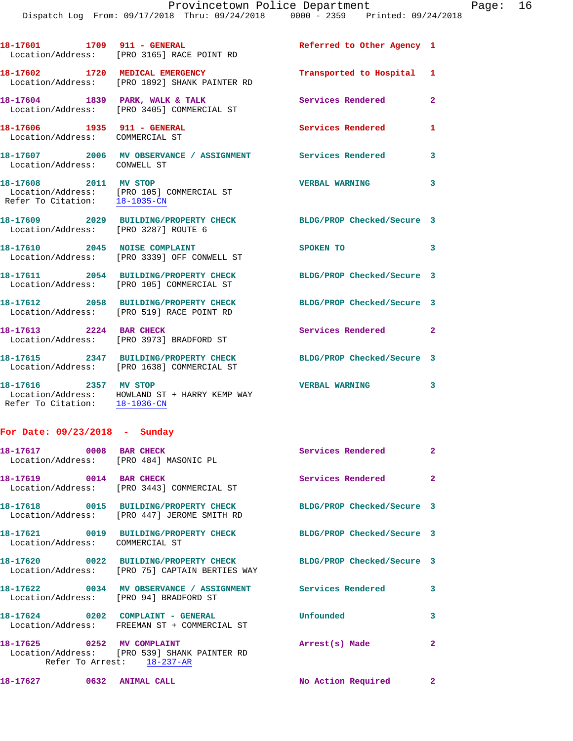18-17601 1709 911 - GENERAL Referred to Other Agency 1
Location/Address: [PRO 3165] RACE POINT RD

18-17602 1720 MEDICAL EMERGENCY Transported to Hospital 1
Location/Address: [PRO 1892] SHANK PAINTER RD

18-17604 1839 PARK, WALK & TALK Services Rendered 2
Location/Address: [PRO 3405] COMMERCIAL ST

18-17606 1935 911 - GENERAL Services Rendered 1
Location/Address: COMMERCIAL ST

18-17607 2006 MV OBSERVANCE / ASSIGNMENT Services Rendered 3
Location/Address: CONWELL ST

18-17608 2011 MV STOP VERBAL WARNING 3
Location/Address: [PRO 105] COMMERCIAL ST
Refer To Citation: 18-1035-CN

18-17609 2029 BUILDING/PROPERTY CHECK BLDG/PROP Checked/Secure 3
Location/Address: [PRO 3287] ROUTE 6

18-17610 2045 NOISE COMPLAINT SPOKEN TO 3
Location/Address: [PRO 3339] OFF CONWELL ST

18-17611 2054 BUILDING/PROPERTY CHECK BLDG/PROP Checked/Secure 3
Location/Address: [PRO 105] COMMERCIAL ST

18-17612 2058 BUILDING/PROPERTY CHECK BLDG/PROP Checked/Secure 3
Location/Address: [PRO 519] RACE POINT RD

18-17613 2224 BAR CHECK Services Rendered 2
Location/Address: [PRO 3973] BRADFORD ST

18-17615 2347 BUILDING/PROPERTY CHECK BLDG/PROP Checked/Secure 3
Location/Address: [PRO 1638] COMMERCIAL ST

18-17616 2357 MV STOP VERBAL WARNING 3
Location/Address: HOWLAND ST + HARRY KEMP WAY
Refer To Citation: 18-1036-CN

## For Date: 09/23/2018 - Sunday

18-17617 0008 BAR CHECK Services Rendered 2
Location/Address: [PRO 484] MASONIC PL

18-17619 0014 BAR CHECK Services Rendered 2
Location/Address: [PRO 3443] COMMERCIAL ST

18-17618 0015 BUILDING/PROPERTY CHECK BLDG/PROP Checked/Secure 3
Location/Address: [PRO 447] JEROME SMITH RD

18-17621 0019 BUILDING/PROPERTY CHECK BLDG/PROP Checked/Secure 3
Location/Address: COMMERCIAL ST

18-17620 0022 BUILDING/PROPERTY CHECK BLDG/PROP Checked/Secure 3
Location/Address: [PRO 75] CAPTAIN BERTIES WAY

18-17622 0034 MV OBSERVANCE / ASSIGNMENT Services Rendered 3
Location/Address: [PRO 94] BRADFORD ST

18-17624 0202 COMPLAINT - GENERAL Unfounded 3
Location/Address: FREEMAN ST + COMMERCIAL ST

18-17625 0252 MV COMPLAINT Arrest(s) Made 2
Location/Address: [PRO 539] SHANK PAINTER RD
Refer To Arrest: 18-237-AR

18-17627 0632 ANIMAL CALL No Action Required 2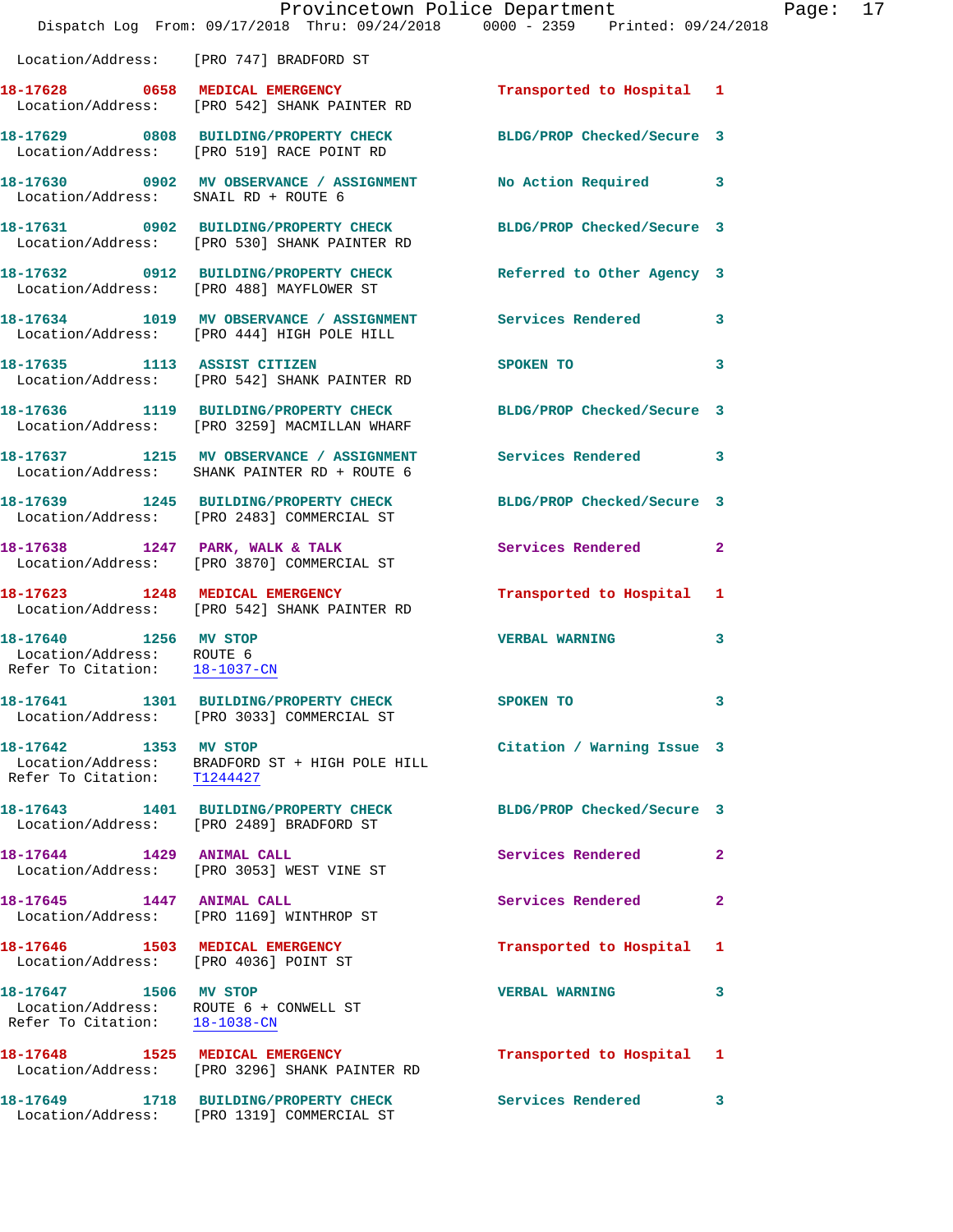Location/Address: [PRO 747] BRADFORD ST

**18-17628** 0658 **MEDICAL EMERGENCY** Transported to Hospital 1
Location/Address: [PRO 542] SHANK PAINTER RD

**18-17629** 0808 **BUILDING/PROPERTY CHECK** BLDG/PROP Checked/Secure 3
Location/Address: [PRO 519] RACE POINT RD

**18-17630** 0902 **MV OBSERVANCE / ASSIGNMENT** No Action Required 3
Location/Address: SNAIL RD + ROUTE 6

**18-17631** 0902 **BUILDING/PROPERTY CHECK** BLDG/PROP Checked/Secure 3
Location/Address: [PRO 530] SHANK PAINTER RD

**18-17632** 0912 **BUILDING/PROPERTY CHECK** Referred to Other Agency 3
Location/Address: [PRO 488] MAYFLOWER ST

**18-17634** 1019 **MV OBSERVANCE / ASSIGNMENT** Services Rendered 3
Location/Address: [PRO 444] HIGH POLE HILL

**18-17635** 1113 **ASSIST CITIZEN** SPOKEN TO 3
Location/Address: [PRO 542] SHANK PAINTER RD

**18-17636** 1119 **BUILDING/PROPERTY CHECK** BLDG/PROP Checked/Secure 3
Location/Address: [PRO 3259] MACMILLAN WHARF

**18-17637** 1215 **MV OBSERVANCE / ASSIGNMENT** Services Rendered 3
Location/Address: SHANK PAINTER RD + ROUTE 6

**18-17639** 1245 **BUILDING/PROPERTY CHECK** BLDG/PROP Checked/Secure 3
Location/Address: [PRO 2483] COMMERCIAL ST

**18-17638** 1247 **PARK, WALK & TALK** Services Rendered 2
Location/Address: [PRO 3870] COMMERCIAL ST

**18-17623** 1248 **MEDICAL EMERGENCY** Transported to Hospital 1
Location/Address: [PRO 542] SHANK PAINTER RD

**18-17640** 1256 **MV STOP** VERBAL WARNING 3
Location/Address: ROUTE 6
Refer To Citation: 18-1037-CN

**18-17641** 1301 **BUILDING/PROPERTY CHECK** SPOKEN TO 3
Location/Address: [PRO 3033] COMMERCIAL ST

**18-17642** 1353 **MV STOP** Citation / Warning Issue 3
Location/Address: BRADFORD ST + HIGH POLE HILL
Refer To Citation: T1244427

**18-17643** 1401 **BUILDING/PROPERTY CHECK** BLDG/PROP Checked/Secure 3
Location/Address: [PRO 2489] BRADFORD ST

**18-17644** 1429 **ANIMAL CALL** Services Rendered 2
Location/Address: [PRO 3053] WEST VINE ST

**18-17645** 1447 **ANIMAL CALL** Services Rendered 2
Location/Address: [PRO 1169] WINTHROP ST

**18-17646** 1503 **MEDICAL EMERGENCY** Transported to Hospital 1
Location/Address: [PRO 4036] POINT ST

**18-17647** 1506 **MV STOP** VERBAL WARNING 3
Location/Address: ROUTE 6 + CONWELL ST
Refer To Citation: 18-1038-CN

**18-17648** 1525 **MEDICAL EMERGENCY** Transported to Hospital 1
Location/Address: [PRO 3296] SHANK PAINTER RD

**18-17649** 1718 **BUILDING/PROPERTY CHECK** Services Rendered 3
Location/Address: [PRO 1319] COMMERCIAL ST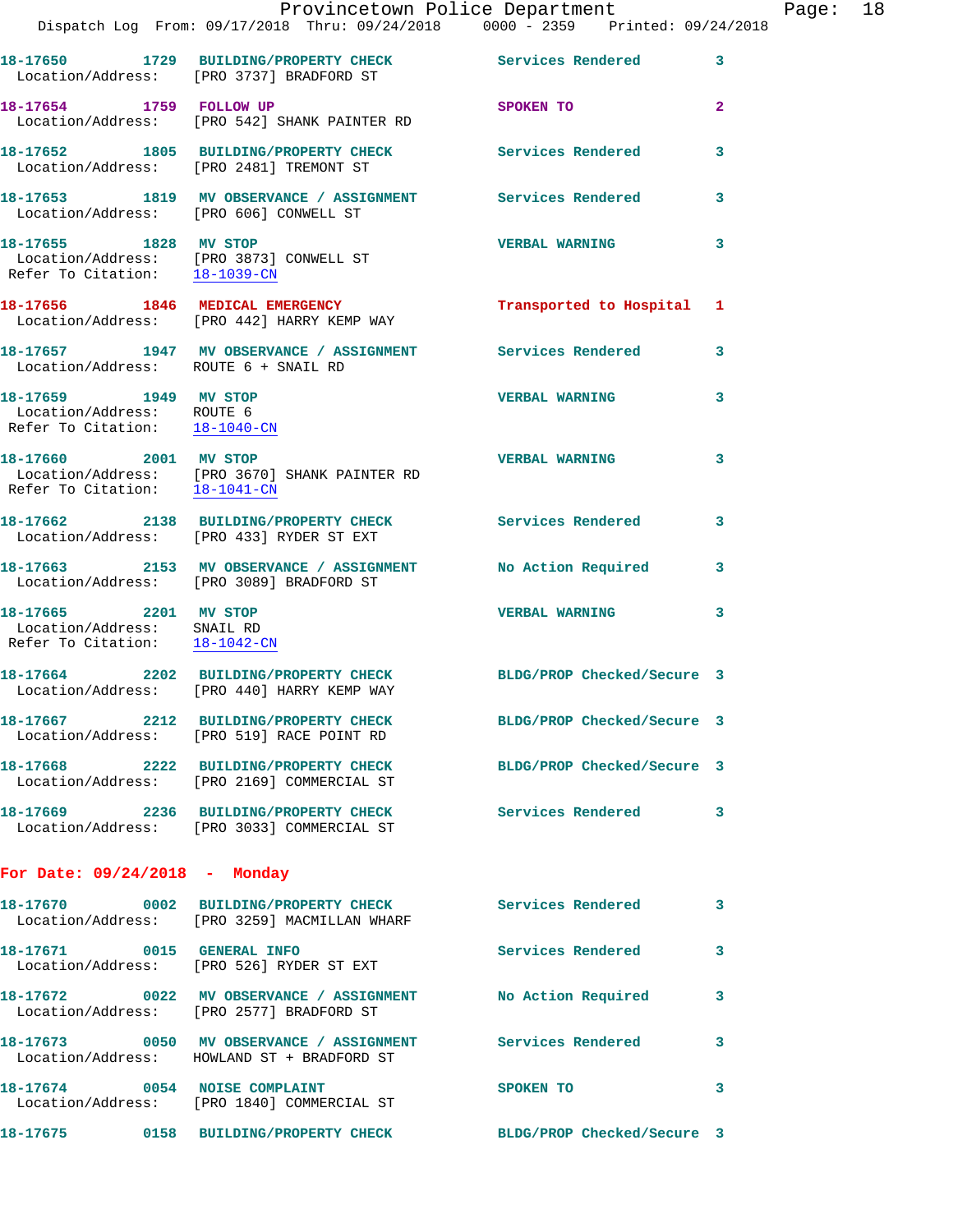18-17650 1729 BUILDING/PROPERTY CHECK Services Rendered 3
Location/Address: [PRO 3737] BRADFORD ST

18-17654 1759 FOLLOW UP SPOKEN TO 2
Location/Address: [PRO 542] SHANK PAINTER RD

18-17652 1805 BUILDING/PROPERTY CHECK Services Rendered 3
Location/Address: [PRO 2481] TREMONT ST

18-17653 1819 MV OBSERVANCE / ASSIGNMENT Services Rendered 3
Location/Address: [PRO 606] CONWELL ST

18-17655 1828 MV STOP VERBAL WARNING 3
Location/Address: [PRO 3873] CONWELL ST
Refer To Citation: 18-1039-CN

18-17656 1846 MEDICAL EMERGENCY Transported to Hospital 1
Location/Address: [PRO 442] HARRY KEMP WAY

18-17657 1947 MV OBSERVANCE / ASSIGNMENT Services Rendered 3
Location/Address: ROUTE 6 + SNAIL RD

18-17659 1949 MV STOP VERBAL WARNING 3
Location/Address: ROUTE 6
Refer To Citation: 18-1040-CN

18-17660 2001 MV STOP VERBAL WARNING 3
Location/Address: [PRO 3670] SHANK PAINTER RD
Refer To Citation: 18-1041-CN

18-17662 2138 BUILDING/PROPERTY CHECK Services Rendered 3
Location/Address: [PRO 433] RYDER ST EXT

18-17663 2153 MV OBSERVANCE / ASSIGNMENT No Action Required 3
Location/Address: [PRO 3089] BRADFORD ST

18-17665 2201 MV STOP VERBAL WARNING 3
Location/Address: SNAIL RD
Refer To Citation: 18-1042-CN

18-17664 2202 BUILDING/PROPERTY CHECK BLDG/PROP Checked/Secure 3
Location/Address: [PRO 440] HARRY KEMP WAY

18-17667 2212 BUILDING/PROPERTY CHECK BLDG/PROP Checked/Secure 3
Location/Address: [PRO 519] RACE POINT RD

18-17668 2222 BUILDING/PROPERTY CHECK BLDG/PROP Checked/Secure 3
Location/Address: [PRO 2169] COMMERCIAL ST

18-17669 2236 BUILDING/PROPERTY CHECK Services Rendered 3
Location/Address: [PRO 3033] COMMERCIAL ST

**For Date: 09/24/2018 - Monday**

18-17670 0002 BUILDING/PROPERTY CHECK Services Rendered 3
Location/Address: [PRO 3259] MACMILLAN WHARF

18-17671 0015 GENERAL INFO Services Rendered 3
Location/Address: [PRO 526] RYDER ST EXT

18-17672 0022 MV OBSERVANCE / ASSIGNMENT No Action Required 3
Location/Address: [PRO 2577] BRADFORD ST

18-17673 0050 MV OBSERVANCE / ASSIGNMENT Services Rendered 3
Location/Address: HOWLAND ST + BRADFORD ST

18-17674 0054 NOISE COMPLAINT SPOKEN TO 3
Location/Address: [PRO 1840] COMMERCIAL ST

18-17675 0158 BUILDING/PROPERTY CHECK BLDG/PROP Checked/Secure 3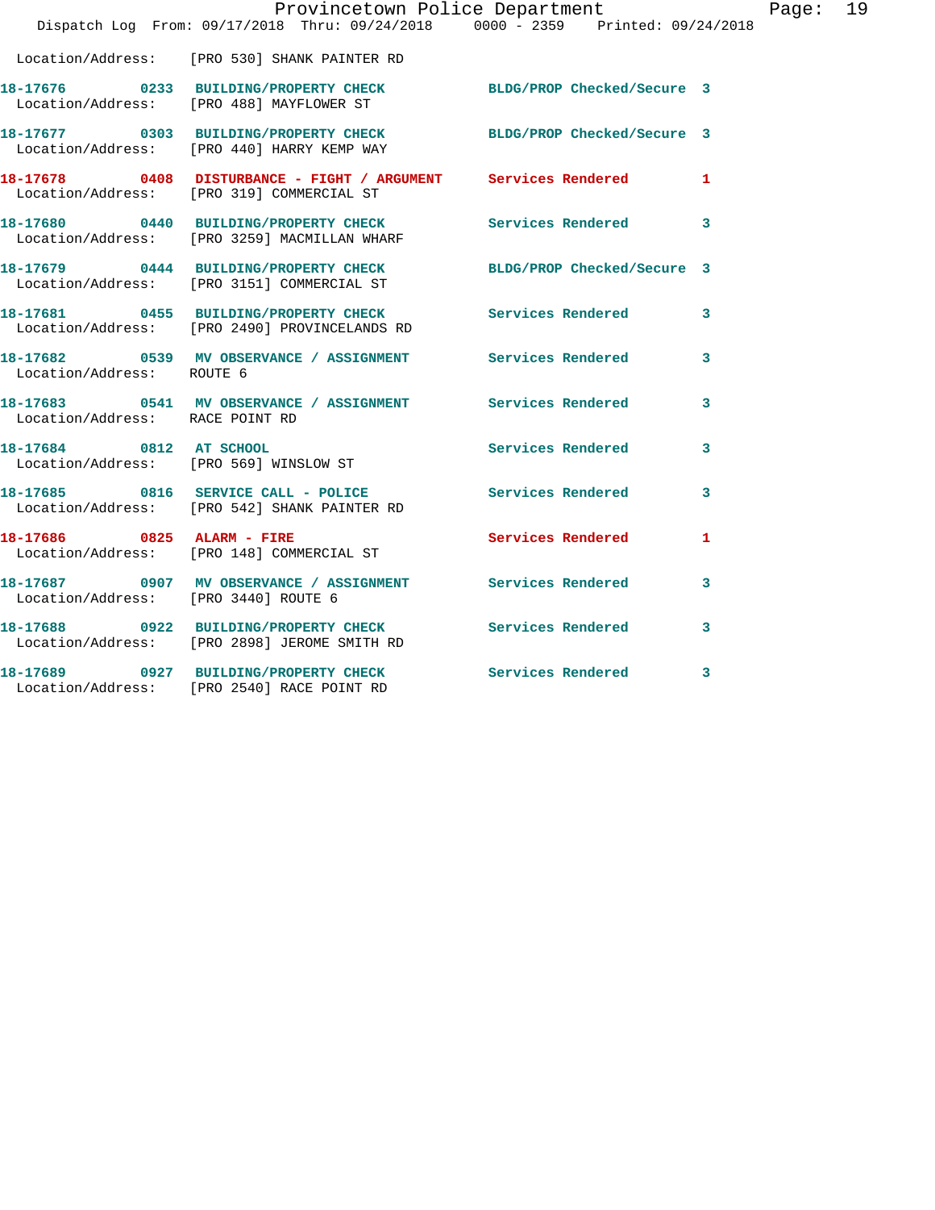Location/Address: [PRO 530] SHANK PAINTER RD

**18-17676 0233 BUILDING/PROPERTY CHECK** BLDG/PROP Checked/Secure 3
Location/Address: [PRO 488] MAYFLOWER ST

**18-17677 0303 BUILDING/PROPERTY CHECK** BLDG/PROP Checked/Secure 3
Location/Address: [PRO 440] HARRY KEMP WAY

**18-17678 0408 DISTURBANCE - FIGHT / ARGUMENT** Services Rendered 1
Location/Address: [PRO 319] COMMERCIAL ST

**18-17680 0440 BUILDING/PROPERTY CHECK** Services Rendered 3
Location/Address: [PRO 3259] MACMILLAN WHARF

**18-17679 0444 BUILDING/PROPERTY CHECK** BLDG/PROP Checked/Secure 3
Location/Address: [PRO 3151] COMMERCIAL ST

**18-17681 0455 BUILDING/PROPERTY CHECK** Services Rendered 3
Location/Address: [PRO 2490] PROVINCELANDS RD

**18-17682 0539 MV OBSERVANCE / ASSIGNMENT** Services Rendered 3
Location/Address: ROUTE 6

**18-17683 0541 MV OBSERVANCE / ASSIGNMENT** Services Rendered 3
Location/Address: RACE POINT RD

**18-17684 0812 AT SCHOOL** Services Rendered 3
Location/Address: [PRO 569] WINSLOW ST

**18-17685 0816 SERVICE CALL - POLICE** Services Rendered 3
Location/Address: [PRO 542] SHANK PAINTER RD

**18-17686 0825 ALARM - FIRE** Services Rendered 1
Location/Address: [PRO 148] COMMERCIAL ST

**18-17687 0907 MV OBSERVANCE / ASSIGNMENT** Services Rendered 3
Location/Address: [PRO 3440] ROUTE 6

**18-17688 0922 BUILDING/PROPERTY CHECK** Services Rendered 3
Location/Address: [PRO 2898] JEROME SMITH RD

**18-17689 0927 BUILDING/PROPERTY CHECK** Services Rendered 3
Location/Address: [PRO 2540] RACE POINT RD